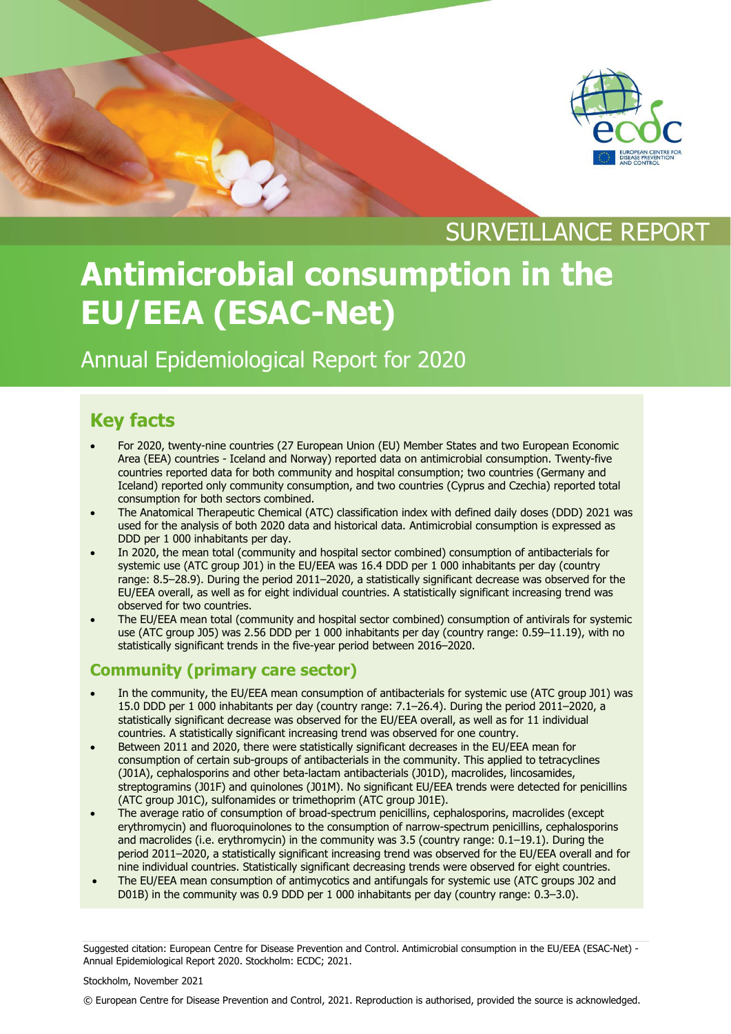SURVEILLANCE REPORT

# Antimicrobial consumption in the EU/EEA (ESAC-Net)

Annual Epidemiological Report for 2020

## Key facts

- For 2020, twenty-nine countries (27 European Union (EU) Member States and two European Economic Area (EEA) countries - Iceland and Norway) reported data on antimicrobial consumption. Twenty-five countries reported data for both community and hospital consumption; two countries (Germany and Iceland) reported only community consumption, and two countries (Cyprus and Czechia) reported total consumption for both sectors combined.
- The Anatomical Therapeutic Chemical (ATC) classification index with defined daily doses (DDD) 2021 was used for the analysis of both 2020 data and historical data. Antimicrobial consumption is expressed as DDD per 1 000 inhabitants per day.
- In 2020, the mean total (community and hospital sector combined) consumption of antibacterials for systemic use (ATC group J01) in the EU/EEA was 16.4 DDD per 1 000 inhabitants per day (country range: 8.5–28.9). During the period 2011–2020, a statistically significant decrease was observed for the EU/EEA overall, as well as for eight individual countries. A statistically significant increasing trend was observed for two countries.
- The EU/EEA mean total (community and hospital sector combined) consumption of antivirals for systemic use (ATC group J05) was 2.56 DDD per 1 000 inhabitants per day (country range: 0.59–11.19), with no statistically significant trends in the five-year period between 2016–2020.

## Community (primary care sector)

- In the community, the EU/EEA mean consumption of antibacterials for systemic use (ATC group J01) was 15.0 DDD per 1 000 inhabitants per day (country range: 7.1–26.4). During the period 2011–2020, a statistically significant decrease was observed for the EU/EEA overall, as well as for 11 individual countries. A statistically significant increasing trend was observed for one country.
- Between 2011 and 2020, there were statistically significant decreases in the EU/EEA mean for consumption of certain sub-groups of antibacterials in the community. This applied to tetracyclines (J01A), cephalosporins and other beta-lactam antibacterials (J01D), macrolides, lincosamides, streptogramins (J01F) and quinolones (J01M). No significant EU/EEA trends were detected for penicillins (ATC group J01C), sulfonamides or trimethoprim (ATC group J01E).
- The average ratio of consumption of broad-spectrum penicillins, cephalosporins, macrolides (except erythromycin) and fluoroquinolones to the consumption of narrow-spectrum penicillins, cephalosporins and macrolides (i.e. erythromycin) in the community was 3.5 (country range: 0.1–19.1). During the period 2011–2020, a statistically significant increasing trend was observed for the EU/EEA overall and for nine individual countries. Statistically significant decreasing trends were observed for eight countries.
- The EU/EEA mean consumption of antimycotics and antifungals for systemic use (ATC groups J02 and D01B) in the community was 0.9 DDD per 1 000 inhabitants per day (country range: 0.3–3.0).

Suggested citation: European Centre for Disease Prevention and Control. Antimicrobial consumption in the EU/EEA (ESAC-Net) - Annual Epidemiological Report 2020. Stockholm: ECDC; 2021.

Stockholm, November 2021

© European Centre for Disease Prevention and Control, 2021. Reproduction is authorised, provided the source is acknowledged.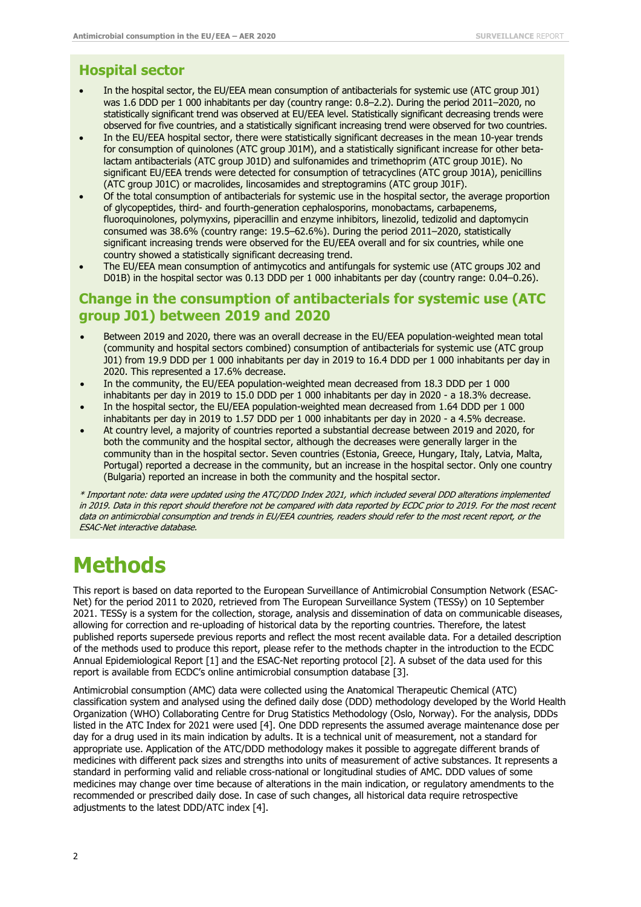## Hospital sector

- In the hospital sector, the EU/EEA mean consumption of antibacterials for systemic use (ATC group J01) was 1.6 DDD per 1 000 inhabitants per day (country range: 0.8–2.2). During the period 2011–2020, no statistically significant trend was observed at EU/EEA level. Statistically significant decreasing trends were observed for five countries, and a statistically significant increasing trend were observed for two countries.
- In the EU/EEA hospital sector, there were statistically significant decreases in the mean 10-year trends for consumption of quinolones (ATC group J01M), and a statistically significant increase for other beta-lactam antibacterials (ATC group J01D) and sulfonamides and trimethoprim (ATC group J01E). No significant EU/EEA trends were detected for consumption of tetracyclines (ATC group J01A), penicillins (ATC group J01C) or macrolides, lincosamides and streptogramins (ATC group J01F).
- Of the total consumption of antibacterials for systemic use in the hospital sector, the average proportion of glycopeptides, third- and fourth-generation cephalosporins, monobactams, carbapenems, fluoroquinolones, polymyxins, piperacillin and enzyme inhibitors, linezolid, tedizolid and daptomycin consumed was 38.6% (country range: 19.5–62.6%). During the period 2011–2020, statistically significant increasing trends were observed for the EU/EEA overall and for six countries, while one country showed a statistically significant decreasing trend.
- The EU/EEA mean consumption of antimycotics and antifungals for systemic use (ATC groups J02 and D01B) in the hospital sector was 0.13 DDD per 1 000 inhabitants per day (country range: 0.04–0.26).

## Change in the consumption of antibacterials for systemic use (ATC group J01) between 2019 and 2020

- Between 2019 and 2020, there was an overall decrease in the EU/EEA population-weighted mean total (community and hospital sectors combined) consumption of antibacterials for systemic use (ATC group J01) from 19.9 DDD per 1 000 inhabitants per day in 2019 to 16.4 DDD per 1 000 inhabitants per day in 2020. This represented a 17.6% decrease.
- In the community, the EU/EEA population-weighted mean decreased from 18.3 DDD per 1 000 inhabitants per day in 2019 to 15.0 DDD per 1 000 inhabitants per day in 2020 - a 18.3% decrease.
- In the hospital sector, the EU/EEA population-weighted mean decreased from 1.64 DDD per 1 000 inhabitants per day in 2019 to 1.57 DDD per 1 000 inhabitants per day in 2020 - a 4.5% decrease.
- At country level, a majority of countries reported a substantial decrease between 2019 and 2020, for both the community and the hospital sector, although the decreases were generally larger in the community than in the hospital sector. Seven countries (Estonia, Greece, Hungary, Italy, Latvia, Malta, Portugal) reported a decrease in the community, but an increase in the hospital sector. Only one country (Bulgaria) reported an increase in both the community and the hospital sector.

*\* Important note: data were updated using the ATC/DDD Index 2021, which included several DDD alterations implemented in 2019. Data in this report should therefore not be compared with data reported by ECDC prior to 2019. For the most recent data on antimicrobial consumption and trends in EU/EEA countries, readers should refer to the most recent report, or the ESAC-Net interactive database.*

# Methods

This report is based on data reported to the European Surveillance of Antimicrobial Consumption Network (ESAC-Net) for the period 2011 to 2020, retrieved from The European Surveillance System (TESSy) on 10 September 2021. TESSy is a system for the collection, storage, analysis and dissemination of data on communicable diseases, allowing for correction and re-uploading of historical data by the reporting countries. Therefore, the latest published reports supersede previous reports and reflect the most recent available data. For a detailed description of the methods used to produce this report, please refer to the methods chapter in the introduction to the ECDC Annual Epidemiological Report [1] and the ESAC-Net reporting protocol [2]. A subset of the data used for this report is available from ECDC's online antimicrobial consumption database [3].

Antimicrobial consumption (AMC) data were collected using the Anatomical Therapeutic Chemical (ATC) classification system and analysed using the defined daily dose (DDD) methodology developed by the World Health Organization (WHO) Collaborating Centre for Drug Statistics Methodology (Oslo, Norway). For the analysis, DDDs listed in the ATC Index for 2021 were used [4]. One DDD represents the assumed average maintenance dose per day for a drug used in its main indication by adults. It is a technical unit of measurement, not a standard for appropriate use. Application of the ATC/DDD methodology makes it possible to aggregate different brands of medicines with different pack sizes and strengths into units of measurement of active substances. It represents a standard in performing valid and reliable cross-national or longitudinal studies of AMC. DDD values of some medicines may change over time because of alterations in the main indication, or regulatory amendments to the recommended or prescribed daily dose. In case of such changes, all historical data require retrospective adjustments to the latest DDD/ATC index [4].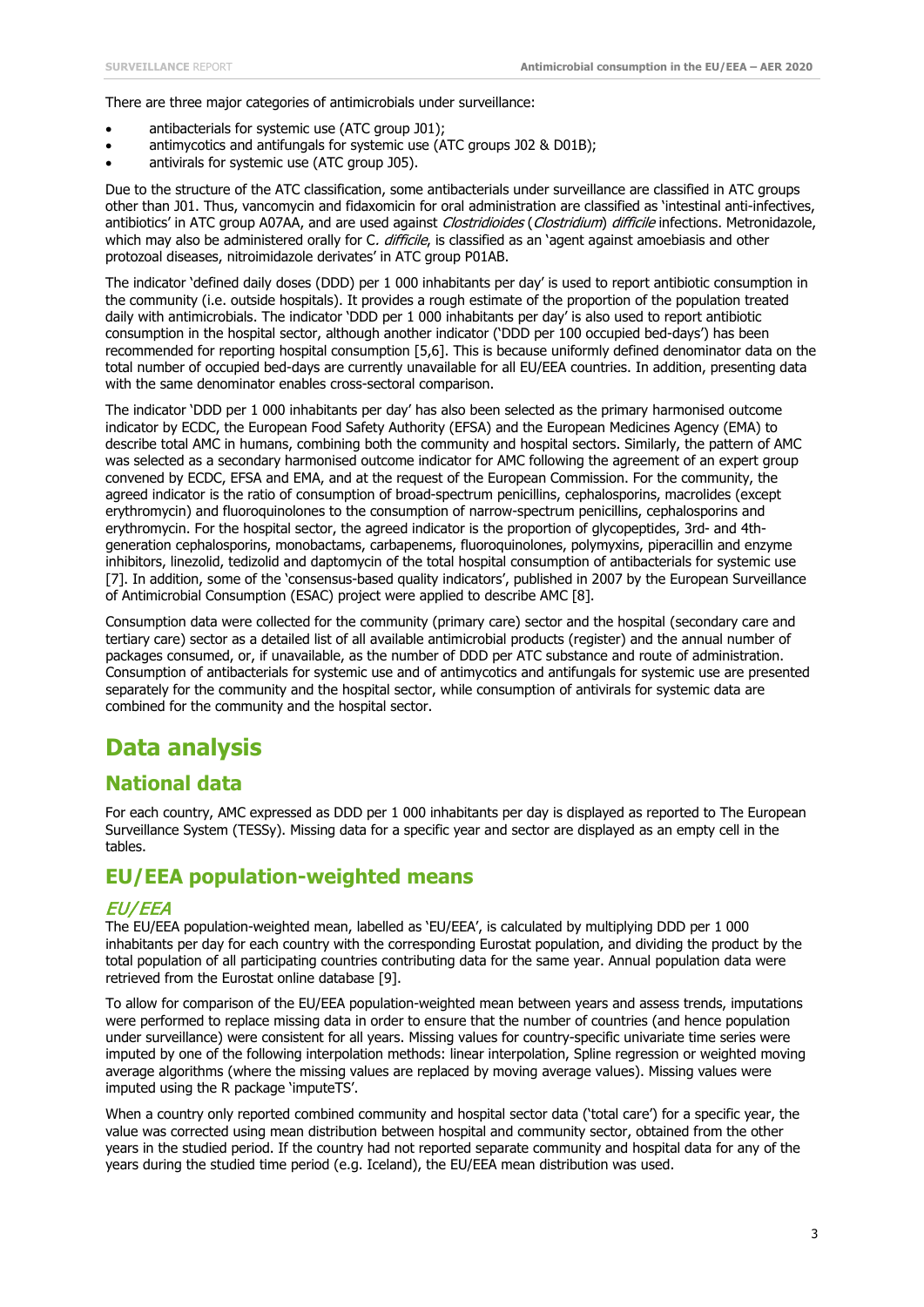There are three major categories of antimicrobials under surveillance:

- antibacterials for systemic use (ATC group J01);
- antimycotics and antifungals for systemic use (ATC groups J02 & D01B);
- antivirals for systemic use (ATC group J05).

Due to the structure of the ATC classification, some antibacterials under surveillance are classified in ATC groups other than J01. Thus, vancomycin and fidaxomicin for oral administration are classified as 'intestinal anti-infectives, antibiotics' in ATC group A07AA, and are used against *Clostridioides* (*Clostridium*) *difficile* infections. Metronidazole, which may also be administered orally for C. *difficile*, is classified as an 'agent against amoebiasis and other protozoal diseases, nitroimidazole derivates' in ATC group P01AB.

The indicator 'defined daily doses (DDD) per 1 000 inhabitants per day' is used to report antibiotic consumption in the community (i.e. outside hospitals). It provides a rough estimate of the proportion of the population treated daily with antimicrobials. The indicator 'DDD per 1 000 inhabitants per day' is also used to report antibiotic consumption in the hospital sector, although another indicator ('DDD per 100 occupied bed-days') has been recommended for reporting hospital consumption [5,6]. This is because uniformly defined denominator data on the total number of occupied bed-days are currently unavailable for all EU/EEA countries. In addition, presenting data with the same denominator enables cross-sectoral comparison.

The indicator 'DDD per 1 000 inhabitants per day' has also been selected as the primary harmonised outcome indicator by ECDC, the European Food Safety Authority (EFSA) and the European Medicines Agency (EMA) to describe total AMC in humans, combining both the community and hospital sectors. Similarly, the pattern of AMC was selected as a secondary harmonised outcome indicator for AMC following the agreement of an expert group convened by ECDC, EFSA and EMA, and at the request of the European Commission. For the community, the agreed indicator is the ratio of consumption of broad-spectrum penicillins, cephalosporins, macrolides (except erythromycin) and fluoroquinolones to the consumption of narrow-spectrum penicillins, cephalosporins and erythromycin. For the hospital sector, the agreed indicator is the proportion of glycopeptides, 3rd- and 4th-generation cephalosporins, monobactams, carbapenems, fluoroquinolones, polymyxins, piperacillin and enzyme inhibitors, linezolid, tedizolid and daptomycin of the total hospital consumption of antibacterials for systemic use [7]. In addition, some of the 'consensus-based quality indicators', published in 2007 by the European Surveillance of Antimicrobial Consumption (ESAC) project were applied to describe AMC [8].

Consumption data were collected for the community (primary care) sector and the hospital (secondary care and tertiary care) sector as a detailed list of all available antimicrobial products (register) and the annual number of packages consumed, or, if unavailable, as the number of DDD per ATC substance and route of administration. Consumption of antibacterials for systemic use and of antimycotics and antifungals for systemic use are presented separately for the community and the hospital sector, while consumption of antivirals for systemic data are combined for the community and the hospital sector.

# Data analysis

## National data

For each country, AMC expressed as DDD per 1 000 inhabitants per day is displayed as reported to The European Surveillance System (TESSy). Missing data for a specific year and sector are displayed as an empty cell in the tables.

## EU/EEA population-weighted means

### *EU/EEA*

The EU/EEA population-weighted mean, labelled as 'EU/EEA', is calculated by multiplying DDD per 1 000 inhabitants per day for each country with the corresponding Eurostat population, and dividing the product by the total population of all participating countries contributing data for the same year. Annual population data were retrieved from the Eurostat online database [9].

To allow for comparison of the EU/EEA population-weighted mean between years and assess trends, imputations were performed to replace missing data in order to ensure that the number of countries (and hence population under surveillance) were consistent for all years. Missing values for country-specific univariate time series were imputed by one of the following interpolation methods: linear interpolation, Spline regression or weighted moving average algorithms (where the missing values are replaced by moving average values). Missing values were imputed using the R package 'imputeTS'.

When a country only reported combined community and hospital sector data ('total care') for a specific year, the value was corrected using mean distribution between hospital and community sector, obtained from the other years in the studied period. If the country had not reported separate community and hospital data for any of the years during the studied time period (e.g. Iceland), the EU/EEA mean distribution was used.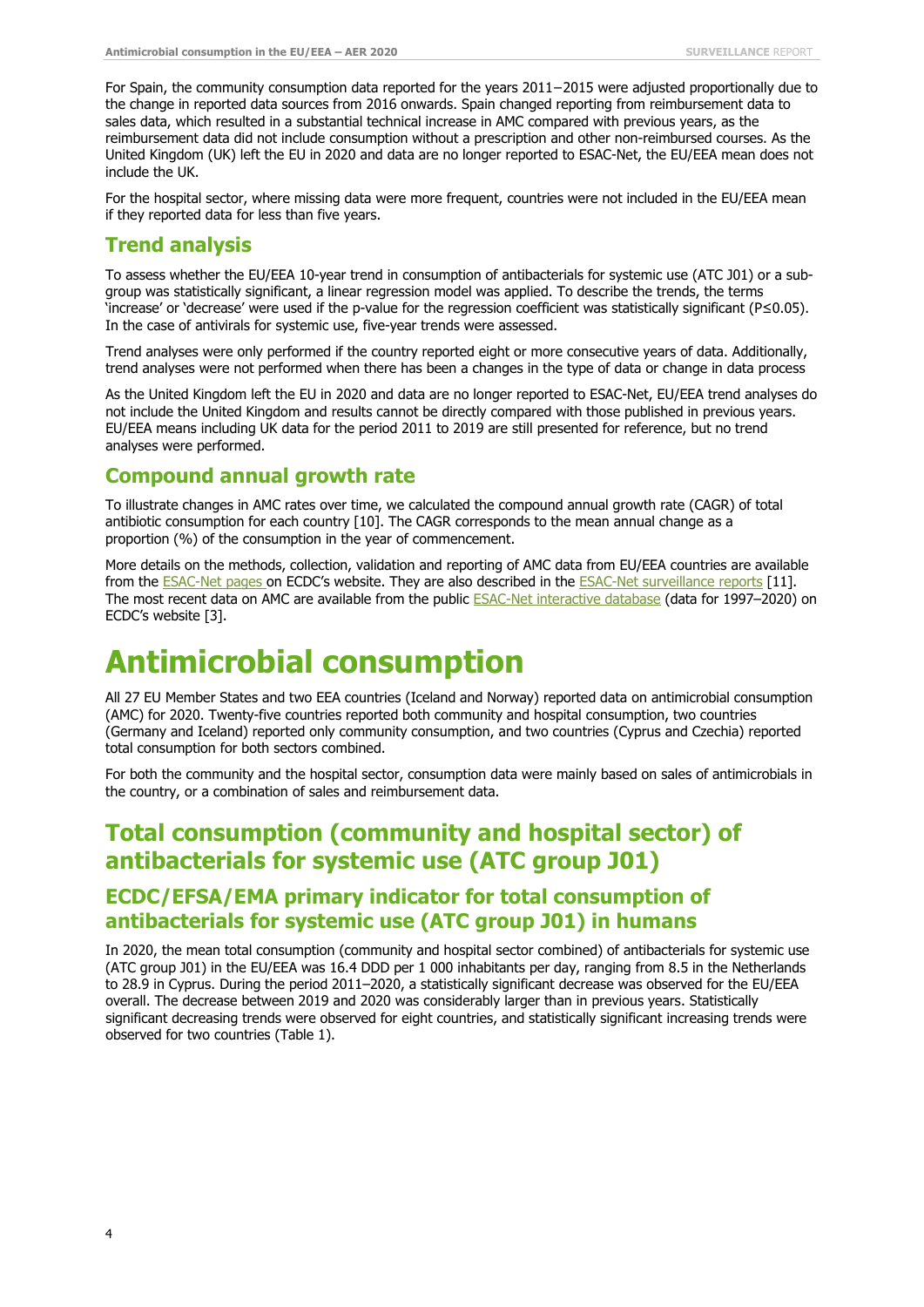For Spain, the community consumption data reported for the years 2011−2015 were adjusted proportionally due to the change in reported data sources from 2016 onwards. Spain changed reporting from reimbursement data to sales data, which resulted in a substantial technical increase in AMC compared with previous years, as the reimbursement data did not include consumption without a prescription and other non-reimbursed courses. As the United Kingdom (UK) left the EU in 2020 and data are no longer reported to ESAC-Net, the EU/EEA mean does not include the UK.

For the hospital sector, where missing data were more frequent, countries were not included in the EU/EEA mean if they reported data for less than five years.

## Trend analysis

To assess whether the EU/EEA 10-year trend in consumption of antibacterials for systemic use (ATC J01) or a sub-group was statistically significant, a linear regression model was applied. To describe the trends, the terms 'increase' or 'decrease' were used if the p-value for the regression coefficient was statistically significant ($P \leq 0.05$). In the case of antivirals for systemic use, five-year trends were assessed.

Trend analyses were only performed if the country reported eight or more consecutive years of data. Additionally, trend analyses were not performed when there has been a changes in the type of data or change in data process

As the United Kingdom left the EU in 2020 and data are no longer reported to ESAC-Net, EU/EEA trend analyses do not include the United Kingdom and results cannot be directly compared with those published in previous years. EU/EEA means including UK data for the period 2011 to 2019 are still presented for reference, but no trend analyses were performed.

## Compound annual growth rate

To illustrate changes in AMC rates over time, we calculated the compound annual growth rate (CAGR) of total antibiotic consumption for each country [10]. The CAGR corresponds to the mean annual change as a proportion (%) of the consumption in the year of commencement.

More details on the methods, collection, validation and reporting of AMC data from EU/EEA countries are available from the ESAC-Net pages on ECDC's website. They are also described in the ESAC-Net surveillance reports [11]. The most recent data on AMC are available from the public ESAC-Net interactive database (data for 1997–2020) on ECDC's website [3].

# Antimicrobial consumption

All 27 EU Member States and two EEA countries (Iceland and Norway) reported data on antimicrobial consumption (AMC) for 2020. Twenty-five countries reported both community and hospital consumption, two countries (Germany and Iceland) reported only community consumption, and two countries (Cyprus and Czechia) reported total consumption for both sectors combined.

For both the community and the hospital sector, consumption data were mainly based on sales of antimicrobials in the country, or a combination of sales and reimbursement data.

## Total consumption (community and hospital sector) of antibacterials for systemic use (ATC group J01)

### ECDC/EFSA/EMA primary indicator for total consumption of antibacterials for systemic use (ATC group J01) in humans

In 2020, the mean total consumption (community and hospital sector combined) of antibacterials for systemic use (ATC group J01) in the EU/EEA was 16.4 DDD per 1 000 inhabitants per day, ranging from 8.5 in the Netherlands to 28.9 in Cyprus. During the period 2011–2020, a statistically significant decrease was observed for the EU/EEA overall. The decrease between 2019 and 2020 was considerably larger than in previous years. Statistically significant decreasing trends were observed for eight countries, and statistically significant increasing trends were observed for two countries (Table 1).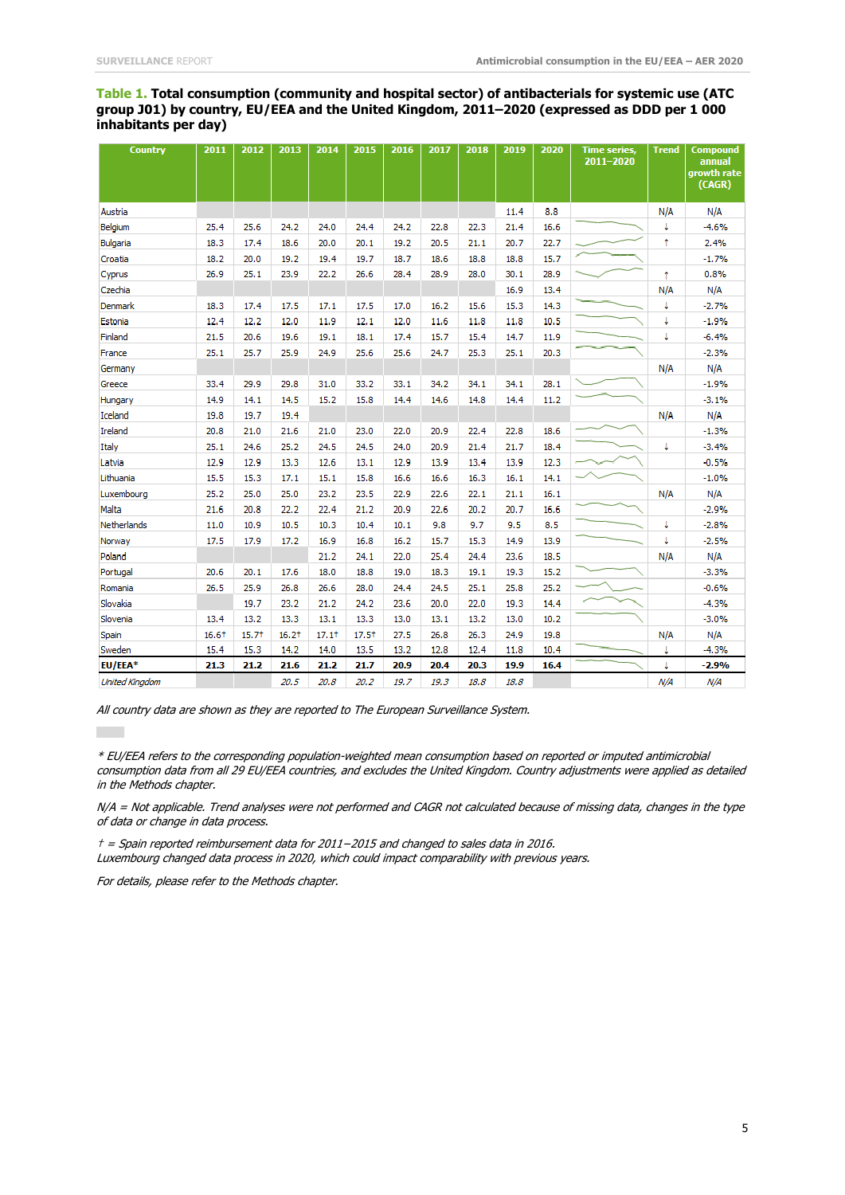**Table 1.** **Total consumption (community and hospital sector) of antibacterials for systemic use (ATC group J01) by country, EU/EEA and the United Kingdom, 2011–2020 (expressed as DDD per 1 000 inhabitants per day)**

| Country | 2011 | 2012 | 2013 | 2014 | 2015 | 2016 | 2017 | 2018 | 2019 | 2020 | Time series, 2011–2020 | Trend | Compound annual growth rate (CAGR) |
|---|---|---|---|---|---|---|---|---|---|---|---|---|---|
| Austria | | | | | | | | | 11.4 | 8.8 | | N/A | N/A |
| Belgium | 25.4 | 25.6 | 24.2 | 24.0 | 24.4 | 24.2 | 22.8 | 22.3 | 21.4 | 16.6 | | ↓ | -4.6% |
| Bulgaria | 18.3 | 17.4 | 18.6 | 20.0 | 20.1 | 19.2 | 20.5 | 21.1 | 20.7 | 22.7 | | ↑ | 2.4% |
| Croatia | 18.2 | 20.0 | 19.2 | 19.4 | 19.7 | 18.7 | 18.6 | 18.8 | 18.8 | 15.7 | | | -1.7% |
| Cyprus | 26.9 | 25.1 | 23.9 | 22.2 | 26.6 | 28.4 | 28.9 | 28.0 | 30.1 | 28.9 | | ↑ | 0.8% |
| Czechia | | | | | | | | | 16.9 | 13.4 | | N/A | N/A |
| Denmark | 18.3 | 17.4 | 17.5 | 17.1 | 17.5 | 17.0 | 16.2 | 15.6 | 15.3 | 14.3 | | ↓ | -2.7% |
| Estonia | 12.4 | 12.2 | 12.0 | 11.9 | 12.1 | 12.0 | 11.6 | 11.8 | 11.8 | 10.5 | | ↓ | -1.9% |
| Finland | 21.5 | 20.6 | 19.6 | 19.1 | 18.1 | 17.4 | 15.7 | 15.4 | 14.7 | 11.9 | | ↓ | -6.4% |
| France | 25.1 | 25.7 | 25.9 | 24.9 | 25.6 | 25.6 | 24.7 | 25.3 | 25.1 | 20.3 | | | -2.3% |
| Germany | | | | | | | | | | | | N/A | N/A |
| Greece | 33.4 | 29.9 | 29.8 | 31.0 | 33.2 | 33.1 | 34.2 | 34.1 | 34.1 | 28.1 | | | -1.9% |
| Hungary | 14.9 | 14.1 | 14.5 | 15.2 | 15.8 | 14.4 | 14.6 | 14.8 | 14.4 | 11.2 | | | -3.1% |
| Iceland | 19.8 | 19.7 | 19.4 | | | | | | | | | N/A | N/A |
| Ireland | 20.8 | 21.0 | 21.6 | 21.0 | 23.0 | 22.0 | 20.9 | 22.4 | 22.8 | 18.6 | | | -1.3% |
| Italy | 25.1 | 24.6 | 25.2 | 24.5 | 24.5 | 24.0 | 20.9 | 21.4 | 21.7 | 18.4 | | ↓ | -3.4% |
| Latvia | 12.9 | 12.9 | 13.3 | 12.6 | 13.1 | 12.9 | 13.9 | 13.4 | 13.9 | 12.3 | | | -0.5% |
| Lithuania | 15.5 | 15.3 | 17.1 | 15.1 | 15.8 | 16.6 | 16.6 | 16.3 | 16.1 | 14.1 | | | -1.0% |
| Luxembourg | 25.2 | 25.0 | 25.0 | 23.2 | 23.5 | 22.9 | 22.6 | 22.1 | 21.1 | 16.1 | | N/A | N/A |
| Malta | 21.6 | 20.8 | 22.2 | 22.4 | 21.2 | 20.9 | 22.6 | 20.2 | 20.7 | 16.6 | | | -2.9% |
| Netherlands | 11.0 | 10.9 | 10.5 | 10.3 | 10.4 | 10.1 | 9.8 | 9.7 | 9.5 | 8.5 | | ↓ | -2.8% |
| Norway | 17.5 | 17.9 | 17.2 | 16.9 | 16.8 | 16.2 | 15.7 | 15.3 | 14.9 | 13.9 | | ↓ | -2.5% |
| Poland | | | | 21.2 | 24.1 | 22.0 | 25.4 | 24.4 | 23.6 | 18.5 | | N/A | N/A |
| Portugal | 20.6 | 20.1 | 17.6 | 18.0 | 18.8 | 19.0 | 18.3 | 19.1 | 19.3 | 15.2 | | | -3.3% |
| Romania | 26.5 | 25.9 | 26.8 | 26.6 | 28.0 | 24.4 | 24.5 | 25.1 | 25.8 | 25.2 | | | -0.6% |
| Slovakia | | 19.7 | 23.2 | 21.2 | 24.2 | 23.6 | 20.0 | 22.0 | 19.3 | 14.4 | | | -4.3% |
| Slovenia | 13.4 | 13.2 | 13.3 | 13.1 | 13.3 | 13.0 | 13.1 | 13.2 | 13.0 | 10.2 | | | -3.0% |
| Spain | 16.6† | 15.7† | 16.2† | 17.1† | 17.5† | 27.5 | 26.8 | 26.3 | 24.9 | 19.8 | | N/A | N/A |
| Sweden | 15.4 | 15.3 | 14.2 | 14.0 | 13.5 | 13.2 | 12.8 | 12.4 | 11.8 | 10.4 | | ↓ | -4.3% |
| **EU/EEA*** | **21.3** | **21.2** | **21.6** | **21.2** | **21.7** | **20.9** | **20.4** | **20.3** | **19.9** | **16.4** | | ↓ | **-2.9%** |
| *United Kingdom* | | | *20.5* | *20.8* | *20.2* | *19.7* | *19.3* | *18.8* | *18.8* | | | *N/A* | *N/A* |

*All country data are shown as they are reported to The European Surveillance System.*

*\* EU/EEA refers to the corresponding population-weighted mean consumption based on reported or imputed antimicrobial consumption data from all 29 EU/EEA countries, and excludes the United Kingdom. Country adjustments were applied as detailed in the Methods chapter.*

*N/A = Not applicable. Trend analyses were not performed and CAGR not calculated because of missing data, changes in the type of data or change in data process.*

*† = Spain reported reimbursement data for 2011–2015 and changed to sales data in 2016.*
*Luxembourg changed data process in 2020, which could impact comparability with previous years.*

*For details, please refer to the Methods chapter.*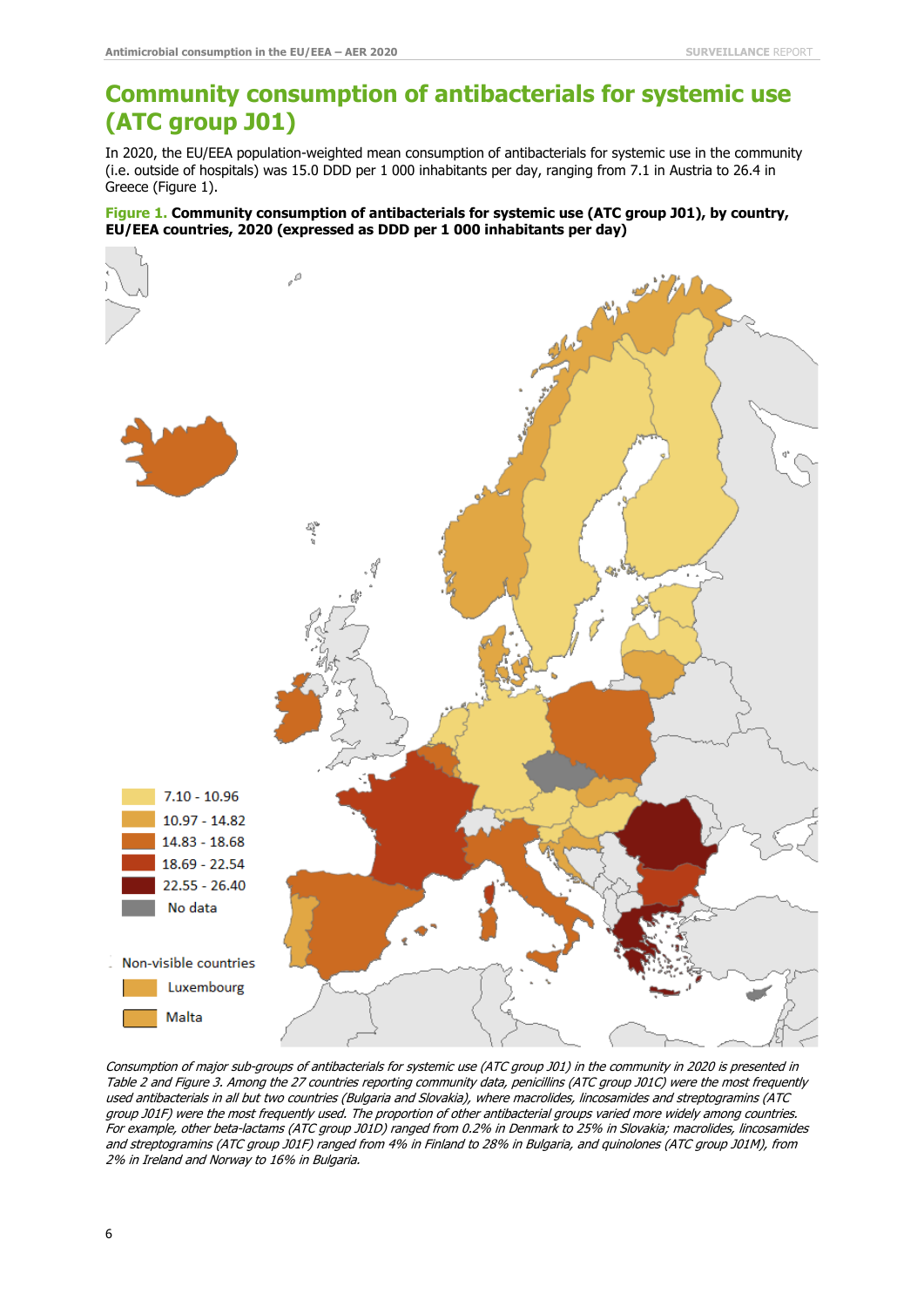# Community consumption of antibacterials for systemic use (ATC group J01)

In 2020, the EU/EEA population-weighted mean consumption of antibacterials for systemic use in the community (i.e. outside of hospitals) was 15.0 DDD per 1 000 inhabitants per day, ranging from 7.1 in Austria to 26.4 in Greece (Figure 1).

**Figure 1. Community consumption of antibacterials for systemic use (ATC group J01), by country, EU/EEA countries, 2020 (expressed as DDD per 1 000 inhabitants per day)**

7.10 - 10.96
10.97 - 14.82
14.83 - 18.68
18.69 - 22.54
22.55 - 26.40
No data

Non-visible countries
Luxembourg
Malta

*Consumption of major sub-groups of antibacterials for systemic use (ATC group J01) in the community in 2020 is presented in Table 2 and Figure 3. Among the 27 countries reporting community data, penicillins (ATC group J01C) were the most frequently used antibacterials in all but two countries (Bulgaria and Slovakia), where macrolides, lincosamides and streptogramins (ATC group J01F) were the most frequently used. The proportion of other antibacterial groups varied more widely among countries. For example, other beta-lactams (ATC group J01D) ranged from 0.2% in Denmark to 25% in Slovakia; macrolides, lincosamides and streptogramins (ATC group J01F) ranged from 4% in Finland to 28% in Bulgaria, and quinolones (ATC group J01M), from 2% in Ireland and Norway to 16% in Bulgaria.*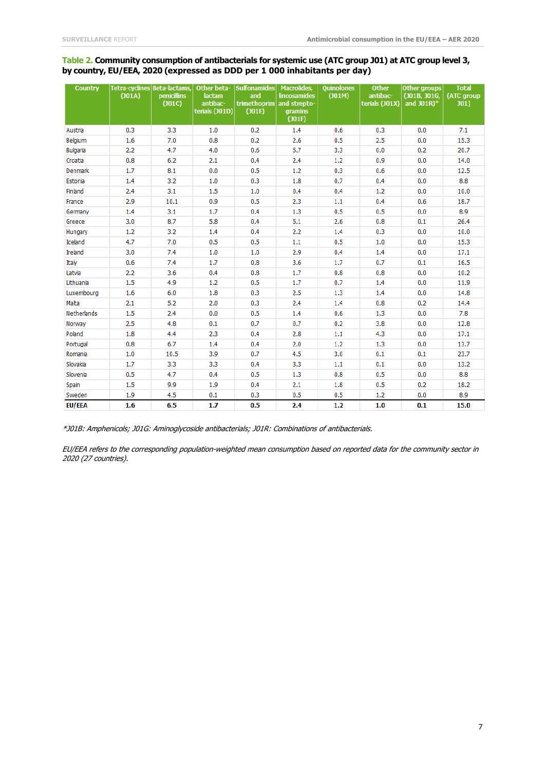**Table 2.** **Community consumption of antibacterials for systemic use (ATC group J01) at ATC group level 3, by country, EU/EEA, 2020 (expressed as DDD per 1 000 inhabitants per day)**

| Country | Tetra-cyclines (J01A) | Beta-lactams, penicillins (J01C) | Other beta-lactam antibac-terials (J01D) | Sulfonamides and trimethoprim (J01E) | Macrolides, lincosamides and strepto-gramins (J01F) | Quinolones (J01M) | Other antibac-terials (J01X) | Other groups (J01B, J01G, and J01R)* | Total (ATC group J01) |
|---|---|---|---|---|---|---|---|---|---|
| Austria | 0.3 | 3.3 | 1.0 | 0.2 | 1.4 | 0.6 | 0.3 | 0.0 | 7.1 |
| Belgium | 1.6 | 7.0 | 0.8 | 0.2 | 2.6 | 0.5 | 2.5 | 0.0 | 15.3 |
| Bulgaria | 2.2 | 4.7 | 4.0 | 0.6 | 5.7 | 3.3 | 0.0 | 0.2 | 20.7 |
| Croatia | 0.8 | 6.2 | 2.1 | 0.4 | 2.4 | 1.2 | 0.9 | 0.0 | 14.0 |
| Denmark | 1.7 | 8.1 | 0.0 | 0.5 | 1.2 | 0.3 | 0.6 | 0.0 | 12.5 |
| Estonia | 1.4 | 3.2 | 1.0 | 0.3 | 1.8 | 0.7 | 0.4 | 0.0 | 8.8 |
| Finland | 2.4 | 3.1 | 1.5 | 1.0 | 0.4 | 0.4 | 1.2 | 0.0 | 10.0 |
| France | 2.9 | 10.1 | 0.9 | 0.5 | 2.3 | 1.1 | 0.4 | 0.6 | 18.7 |
| Germany | 1.4 | 3.1 | 1.7 | 0.4 | 1.3 | 0.5 | 0.5 | 0.0 | 8.9 |
| Greece | 3.0 | 8.7 | 5.8 | 0.4 | 5.1 | 2.6 | 0.8 | 0.1 | 26.4 |
| Hungary | 1.2 | 3.2 | 1.4 | 0.4 | 2.2 | 1.4 | 0.3 | 0.0 | 10.0 |
| Iceland | 4.7 | 7.0 | 0.5 | 0.5 | 1.1 | 0.5 | 1.0 | 0.0 | 15.3 |
| Ireland | 3.0 | 7.4 | 1.0 | 1.0 | 2.9 | 0.4 | 1.4 | 0.0 | 17.1 |
| Italy | 0.6 | 7.4 | 1.7 | 0.8 | 3.6 | 1.7 | 0.7 | 0.1 | 16.5 |
| Latvia | 2.2 | 3.6 | 0.4 | 0.8 | 1.7 | 0.8 | 0.8 | 0.0 | 10.2 |
| Lithuania | 1.5 | 4.9 | 1.2 | 0.5 | 1.7 | 0.7 | 1.4 | 0.0 | 11.9 |
| Luxembourg | 1.6 | 6.0 | 1.8 | 0.3 | 2.5 | 1.3 | 1.4 | 0.0 | 14.8 |
| Malta | 2.1 | 5.2 | 2.0 | 0.3 | 2.4 | 1.4 | 0.8 | 0.2 | 14.4 |
| Netherlands | 1.5 | 2.4 | 0.0 | 0.5 | 1.4 | 0.6 | 1.3 | 0.0 | 7.8 |
| Norway | 2.5 | 4.8 | 0.1 | 0.7 | 0.7 | 0.2 | 3.8 | 0.0 | 12.8 |
| Poland | 1.8 | 4.4 | 2.3 | 0.4 | 2.8 | 1.1 | 4.3 | 0.0 | 17.1 |
| Portugal | 0.8 | 6.7 | 1.4 | 0.4 | 2.0 | 1.2 | 1.3 | 0.0 | 13.7 |
| Romania | 1.0 | 10.5 | 3.9 | 0.7 | 4.5 | 3.0 | 0.1 | 0.1 | 23.7 |
| Slovakia | 1.7 | 3.3 | 3.3 | 0.4 | 3.3 | 1.1 | 0.1 | 0.0 | 13.2 |
| Slovenia | 0.5 | 4.7 | 0.4 | 0.5 | 1.3 | 0.8 | 0.5 | 0.0 | 8.8 |
| Spain | 1.5 | 9.9 | 1.9 | 0.4 | 2.1 | 1.8 | 0.5 | 0.2 | 18.2 |
| Sweden | 1.9 | 4.5 | 0.1 | 0.3 | 0.5 | 0.5 | 1.2 | 0.0 | 8.9 |
| **EU/EEA** | **1.6** | **6.5** | **1.7** | **0.5** | **2.4** | **1.2** | **1.0** | **0.1** | **15.0** |

*\*J01B: Amphenicols; J01G: Aminoglycoside antibacterials; J01R: Combinations of antibacterials.*

*EU/EEA refers to the corresponding population-weighted mean consumption based on reported data for the community sector in 2020 (27 countries).*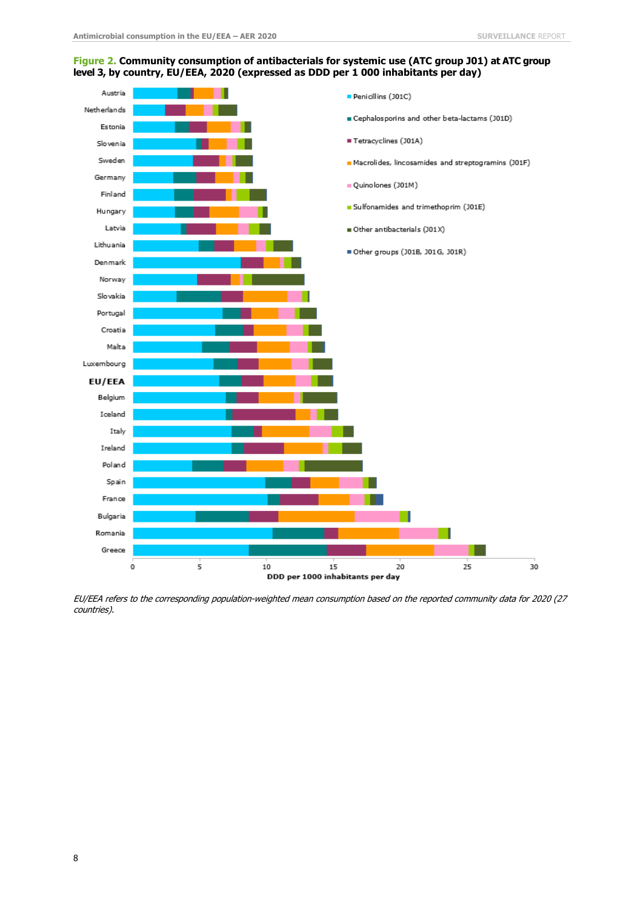**Figure 2. Community consumption of antibacterials for systemic use (ATC group J01) at ATC group level 3, by country, EU/EEA, 2020 (expressed as DDD per 1 000 inhabitants per day)**

Austria
Netherlands
Estonia
Slovenia
Sweden
Germany
Finland
Hungary
Latvia
Lithuania
Denmark
Norway
Slovakia
Portugal
Croatia
Malta
Luxembourg
**EU/EEA**
Belgium
Iceland
Italy
Ireland
Poland
Spain
France
Bulgaria
Romania
Greece

0 5 10 15 20 25 30

DDD per 1000 inhabitants per day

Penicillins (J01C)
Cephalosporins and other beta-lactams (J01D)
Tetracyclines (J01A)
Macrolides, lincosamides and streptogramins (J01F)
Quinolones (J01M)
Sulfonamides and trimethoprim (J01E)
Other antibacterials (J01X)
Other groups (J01B, J01G, J01R)

*EU/EEA refers to the corresponding population-weighted mean consumption based on the reported community data for 2020 (27 countries).*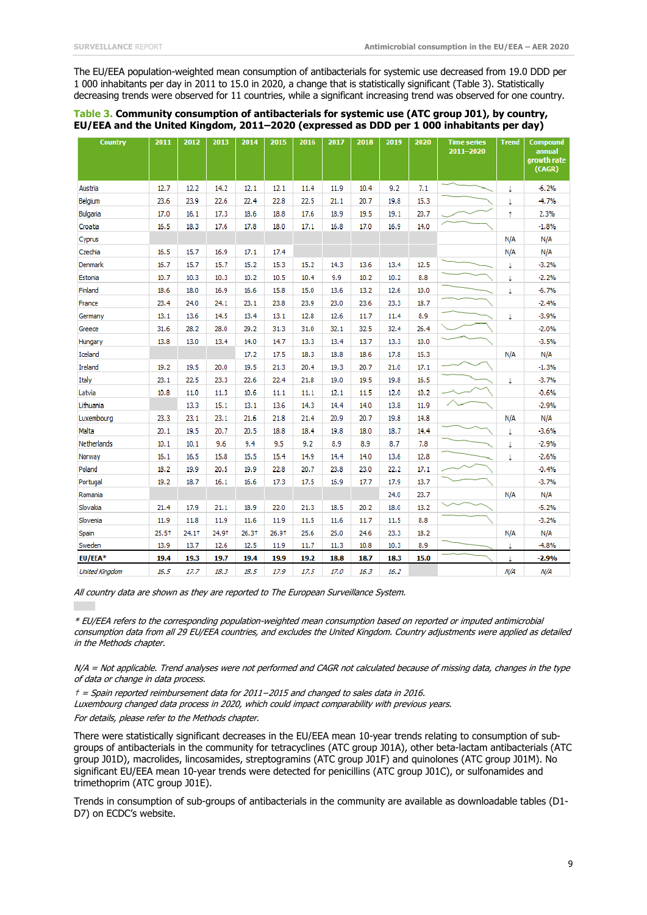The EU/EEA population-weighted mean consumption of antibacterials for systemic use decreased from 19.0 DDD per 1 000 inhabitants per day in 2011 to 15.0 in 2020, a change that is statistically significant (Table 3). Statistically decreasing trends were observed for 11 countries, while a significant increasing trend was observed for one country.

**Table 3. Community consumption of antibacterials for systemic use (ATC group J01), by country, EU/EEA and the United Kingdom, 2011–2020 (expressed as DDD per 1 000 inhabitants per day)**

| Country | 2011 | 2012 | 2013 | 2014 | 2015 | 2016 | 2017 | 2018 | 2019 | 2020 | Time series 2011–2020 | Trend | Compound annual growth rate (CAGR) |
|---|---|---|---|---|---|---|---|---|---|---|---|---|---|
| Austria | 12.7 | 12.2 | 14.2 | 12.1 | 12.1 | 11.4 | 11.9 | 10.4 | 9.2 | 7.1 | | ↓ | -6.2% |
| Belgium | 23.6 | 23.9 | 22.6 | 22.4 | 22.8 | 22.5 | 21.1 | 20.7 | 19.8 | 15.3 | | ↓ | -4.7% |
| Bulgaria | 17.0 | 16.1 | 17.3 | 18.6 | 18.8 | 17.6 | 18.9 | 19.5 | 19.1 | 20.7 | | ↑ | 2.3% |
| Croatia | 16.5 | 18.3 | 17.6 | 17.8 | 18.0 | 17.1 | 16.8 | 17.0 | 16.9 | 14.0 | | | -1.8% |
| Cyprus | | | | | | | | | | | | N/A | N/A |
| Czechia | 16.5 | 15.7 | 16.9 | 17.1 | 17.4 | | | | | | | N/A | N/A |
| Denmark | 16.7 | 15.7 | 15.7 | 15.2 | 15.3 | 15.2 | 14.3 | 13.6 | 13.4 | 12.5 | | ↓ | -3.2% |
| Estonia | 10.7 | 10.3 | 10.3 | 10.2 | 10.5 | 10.4 | 9.9 | 10.2 | 10.2 | 8.8 | | ↓ | -2.2% |
| Finland | 18.6 | 18.0 | 16.9 | 16.6 | 15.8 | 15.0 | 13.6 | 13.2 | 12.6 | 10.0 | | ↓ | -6.7% |
| France | 23.4 | 24.0 | 24.1 | 23.1 | 23.8 | 23.9 | 23.0 | 23.6 | 23.3 | 18.7 | | | -2.4% |
| Germany | 13.1 | 13.6 | 14.5 | 13.4 | 13.1 | 12.8 | 12.6 | 11.7 | 11.4 | 8.9 | | ↓ | -3.9% |
| Greece | 31.6 | 28.2 | 28.0 | 29.2 | 31.3 | 31.0 | 32.1 | 32.5 | 32.4 | 26.4 | | | -2.0% |
| Hungary | 13.8 | 13.0 | 13.4 | 14.0 | 14.7 | 13.3 | 13.4 | 13.7 | 13.3 | 10.0 | | | -3.5% |
| Iceland | | | | 17.2 | 17.5 | 18.3 | 18.8 | 18.6 | 17.8 | 15.3 | | N/A | N/A |
| Ireland | 19.2 | 19.5 | 20.0 | 19.5 | 21.3 | 20.4 | 19.3 | 20.7 | 21.0 | 17.1 | | | -1.3% |
| Italy | 23.1 | 22.5 | 23.3 | 22.6 | 22.4 | 21.8 | 19.0 | 19.5 | 19.8 | 16.5 | | ↓ | -3.7% |
| Latvia | 10.8 | 11.0 | 11.3 | 10.6 | 11.1 | 11.1 | 12.1 | 11.5 | 12.0 | 10.2 | | | -0.6% |
| Lithuania | | 13.3 | 15.1 | 13.1 | 13.6 | 14.3 | 14.4 | 14.0 | 13.8 | 11.9 | | | -2.9% |
| Luxembourg | 23.3 | 23.1 | 23.1 | 21.6 | 21.8 | 21.4 | 20.9 | 20.7 | 19.8 | 14.8 | | N/A | N/A |
| Malta | 20.1 | 19.5 | 20.7 | 20.5 | 18.8 | 18.4 | 19.8 | 18.0 | 18.7 | 14.4 | | ↓ | -3.6% |
| Netherlands | 10.1 | 10.1 | 9.6 | 9.4 | 9.5 | 9.2 | 8.9 | 8.9 | 8.7 | 7.8 | | ↓ | -2.9% |
| Norway | 16.1 | 16.5 | 15.8 | 15.5 | 15.4 | 14.9 | 14.4 | 14.0 | 13.6 | 12.8 | | ↓ | -2.6% |
| Poland | 18.2 | 19.9 | 20.5 | 19.9 | 22.8 | 20.7 | 23.8 | 23.0 | 22.2 | 17.1 | | | -0.4% |
| Portugal | 19.2 | 18.7 | 16.1 | 16.6 | 17.3 | 17.5 | 16.9 | 17.7 | 17.9 | 13.7 | | | -3.7% |
| Romania | | | | | | | | | 24.0 | 23.7 | | N/A | N/A |
| Slovakia | 21.4 | 17.9 | 21.1 | 18.9 | 22.0 | 21.3 | 18.5 | 20.2 | 18.0 | 13.2 | | | -5.2% |
| Slovenia | 11.9 | 11.8 | 11.9 | 11.6 | 11.9 | 11.5 | 11.6 | 11.7 | 11.5 | 8.8 | | | -3.2% |
| Spain | 25.5† | 24.1† | 24.9† | 26.3† | 26.9† | 25.6 | 25.0 | 24.6 | 23.3 | 18.2 | | N/A | N/A |
| Sweden | 13.9 | 13.7 | 12.6 | 12.5 | 11.9 | 11.7 | 11.3 | 10.8 | 10.3 | 8.9 | | ↓ | -4.8% |
| **EU/EEA*** | **19.4** | **19.3** | **19.7** | **19.4** | **19.9** | **19.2** | **18.8** | **18.7** | **18.3** | **15.0** | | ↓ | **-2.9%** |
| *United Kingdom* | *16.5* | *17.7* | *18.3* | *18.5* | *17.9* | *17.5* | *17.0* | *16.3* | *16.2* | | | *N/A* | *N/A* |

*All country data are shown as they are reported to The European Surveillance System.*

*\* EU/EEA refers to the corresponding population-weighted mean consumption based on reported or imputed antimicrobial consumption data from all 29 EU/EEA countries, and excludes the United Kingdom. Country adjustments were applied as detailed in the Methods chapter.*

*N/A = Not applicable. Trend analyses were not performed and CAGR not calculated because of missing data, changes in the type of data or change in data process.*

*† = Spain reported reimbursement data for 2011–2015 and changed to sales data in 2016.*
*Luxembourg changed data process in 2020, which could impact comparability with previous years.*

*For details, please refer to the Methods chapter.*

There were statistically significant decreases in the EU/EEA mean 10-year trends relating to consumption of sub-groups of antibacterials in the community for tetracyclines (ATC group J01A), other beta-lactam antibacterials (ATC group J01D), macrolides, lincosamides, streptogramins (ATC group J01F) and quinolones (ATC group J01M). No significant EU/EEA mean 10-year trends were detected for penicillins (ATC group J01C), or sulfonamides and trimethoprim (ATC group J01E).

Trends in consumption of sub-groups of antibacterials in the community are available as downloadable tables (D1-D7) on ECDC's website.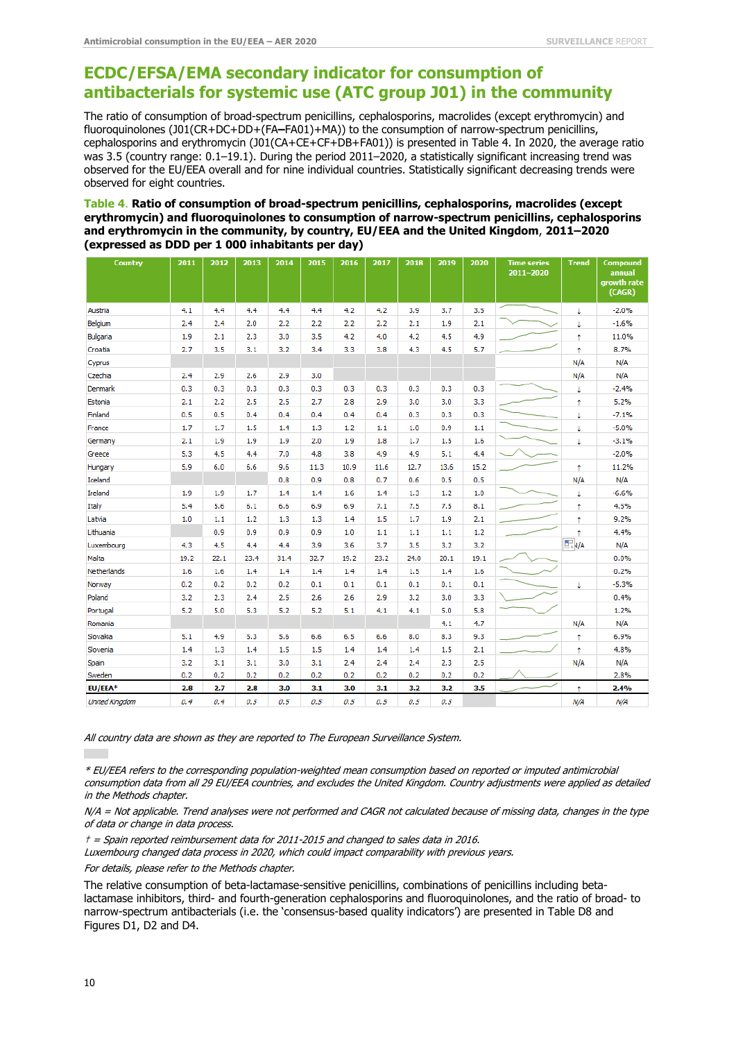# ECDC/EFSA/EMA secondary indicator for consumption of antibacterials for systemic use (ATC group J01) in the community

The ratio of consumption of broad-spectrum penicillins, cephalosporins, macrolides (except erythromycin) and fluoroquinolones (J01(CR+DC+DD+(FA–FA01)+MA)) to the consumption of narrow-spectrum penicillins, cephalosporins and erythromycin (J01(CA+CE+CF+DB+FA01)) is presented in Table 4. In 2020, the average ratio was 3.5 (country range: 0.1–19.1). During the period 2011–2020, a statistically significant increasing trend was observed for the EU/EEA overall and for nine individual countries. Statistically significant decreasing trends were observed for eight countries.

**Table 4. Ratio of consumption of broad-spectrum penicillins, cephalosporins, macrolides (except erythromycin) and fluoroquinolones to consumption of narrow-spectrum penicillins, cephalosporins and erythromycin in the community, by country, EU/EEA and the United Kingdom, 2011–2020 (expressed as DDD per 1 000 inhabitants per day)**

| Country | 2011 | 2012 | 2013 | 2014 | 2015 | 2016 | 2017 | 2018 | 2019 | 2020 | Time series 2011–2020 | Trend | Compound annual growth rate (CAGR) |
|---|---|---|---|---|---|---|---|---|---|---|---|---|---|
| Austria | 4.1 | 4.4 | 4.4 | 4.4 | 4.4 | 4.2 | 4.2 | 3.9 | 3.7 | 3.5 | | ↓ | -2.0% |
| Belgium | 2.4 | 2.4 | 2.0 | 2.2 | 2.2 | 2.2 | 2.2 | 2.1 | 1.9 | 2.1 | | ↓ | -1.6% |
| Bulgaria | 1.9 | 2.1 | 2.3 | 3.0 | 3.5 | 4.2 | 4.0 | 4.2 | 4.5 | 4.9 | | ↑ | 11.0% |
| Croatia | 2.7 | 3.5 | 3.1 | 3.2 | 3.4 | 3.3 | 3.8 | 4.3 | 4.5 | 5.7 | | ↑ | 8.7% |
| Cyprus | | | | | | | | | | | | N/A | N/A |
| Czechia | 2.4 | 2.9 | 2.6 | 2.9 | 3.0 | | | | | | | N/A | N/A |
| Denmark | 0.3 | 0.3 | 0.3 | 0.3 | 0.3 | 0.3 | 0.3 | 0.3 | 0.3 | 0.3 | | ↓ | -2.4% |
| Estonia | 2.1 | 2.2 | 2.5 | 2.5 | 2.7 | 2.8 | 2.9 | 3.0 | 3.0 | 3.3 | | ↑ | 5.2% |
| Finland | 0.5 | 0.5 | 0.4 | 0.4 | 0.4 | 0.4 | 0.4 | 0.3 | 0.3 | 0.3 | | ↓ | -7.1% |
| France | 1.7 | 1.7 | 1.5 | 1.4 | 1.3 | 1.2 | 1.1 | 1.0 | 0.9 | 1.1 | | ↓ | -5.0% |
| Germany | 2.1 | 1.9 | 1.9 | 1.9 | 2.0 | 1.9 | 1.8 | 1.7 | 1.5 | 1.6 | | ↓ | -3.1% |
| Greece | 5.3 | 4.5 | 4.4 | 7.0 | 4.8 | 3.8 | 4.9 | 4.9 | 5.1 | 4.4 | | | -2.0% |
| Hungary | 5.9 | 6.0 | 6.6 | 9.6 | 11.3 | 10.9 | 11.6 | 12.7 | 13.6 | 15.2 | | ↑ | 11.2% |
| Iceland | | | | 0.8 | 0.9 | 0.8 | 0.7 | 0.6 | 0.5 | 0.5 | | N/A | N/A |
| Ireland | 1.9 | 1.9 | 1.7 | 1.4 | 1.4 | 1.6 | 1.4 | 1.3 | 1.2 | 1.0 | | ↓ | -6.6% |
| Italy | 5.4 | 5.6 | 6.1 | 6.6 | 6.9 | 6.9 | 7.1 | 7.5 | 7.5 | 8.1 | | ↑ | 4.5% |
| Latvia | 1.0 | 1.1 | 1.2 | 1.3 | 1.3 | 1.4 | 1.5 | 1.7 | 1.9 | 2.1 | | ↑ | 9.2% |
| Lithuania | | 0.9 | 0.9 | 0.9 | 0.9 | 1.0 | 1.1 | 1.1 | 1.1 | 1.2 | | ↑ | 4.4% |
| Luxembourg | 4.3 | 4.5 | 4.4 | 4.4 | 3.9 | 3.6 | 3.7 | 3.5 | 3.2 | 3.2 | | N/A | N/A |
| Malta | 19.2 | 22.1 | 23.4 | 31.4 | 32.7 | 19.2 | 23.2 | 24.0 | 20.1 | 19.1 | | | 0.0% |
| Netherlands | 1.6 | 1.6 | 1.4 | 1.4 | 1.4 | 1.4 | 1.4 | 1.5 | 1.4 | 1.6 | | | 0.2% |
| Norway | 0.2 | 0.2 | 0.2 | 0.2 | 0.1 | 0.1 | 0.1 | 0.1 | 0.1 | 0.1 | | ↓ | -5.3% |
| Poland | 3.2 | 2.3 | 2.4 | 2.5 | 2.6 | 2.6 | 2.9 | 3.2 | 3.0 | 3.3 | | | 0.4% |
| Portugal | 5.2 | 5.0 | 5.3 | 5.2 | 5.2 | 5.1 | 4.1 | 4.1 | 5.0 | 5.8 | | | 1.2% |
| Romania | | | | | | | | | 4.1 | 4.7 | | N/A | N/A |
| Slovakia | 5.1 | 4.9 | 5.3 | 5.6 | 6.6 | 6.5 | 6.6 | 8.0 | 8.3 | 9.3 | | ↑ | 6.9% |
| Slovenia | 1.4 | 1.3 | 1.4 | 1.5 | 1.5 | 1.4 | 1.4 | 1.4 | 1.5 | 2.1 | | ↑ | 4.8% |
| Spain | 3.2 | 3.1 | 3.1 | 3.0 | 3.1 | 2.4 | 2.4 | 2.4 | 2.3 | 2.5 | | N/A | N/A |
| Sweden | 0.2 | 0.2 | 0.2 | 0.2 | 0.2 | 0.2 | 0.2 | 0.2 | 0.2 | 0.2 | | | 2.8% |
| **EU/EEA*** | **2.8** | **2.7** | **2.8** | **3.0** | **3.1** | **3.0** | **3.1** | **3.2** | **3.2** | **3.5** | | ↑ | **2.4%** |
| *United Kingdom* | *0.4* | *0.4* | *0.5* | *0.5* | *0.5* | *0.5* | *0.5* | *0.5* | *0.5* | | | *N/A* | *N/A* |

*All country data are shown as they are reported to The European Surveillance System.*

*\* EU/EEA refers to the corresponding population-weighted mean consumption based on reported or imputed antimicrobial consumption data from all 29 EU/EEA countries, and excludes the United Kingdom. Country adjustments were applied as detailed in the Methods chapter.*

*N/A = Not applicable. Trend analyses were not performed and CAGR not calculated because of missing data, changes in the type of data or change in data process.*

*† = Spain reported reimbursement data for 2011-2015 and changed to sales data in 2016.*
*Luxembourg changed data process in 2020, which could impact comparability with previous years.*

*For details, please refer to the Methods chapter.*

The relative consumption of beta-lactamase-sensitive penicillins, combinations of penicillins including beta-lactamase inhibitors, third- and fourth-generation cephalosporins and fluoroquinolones, and the ratio of broad- to narrow-spectrum antibacterials (i.e. the 'consensus-based quality indicators') are presented in Table D8 and Figures D1, D2 and D4.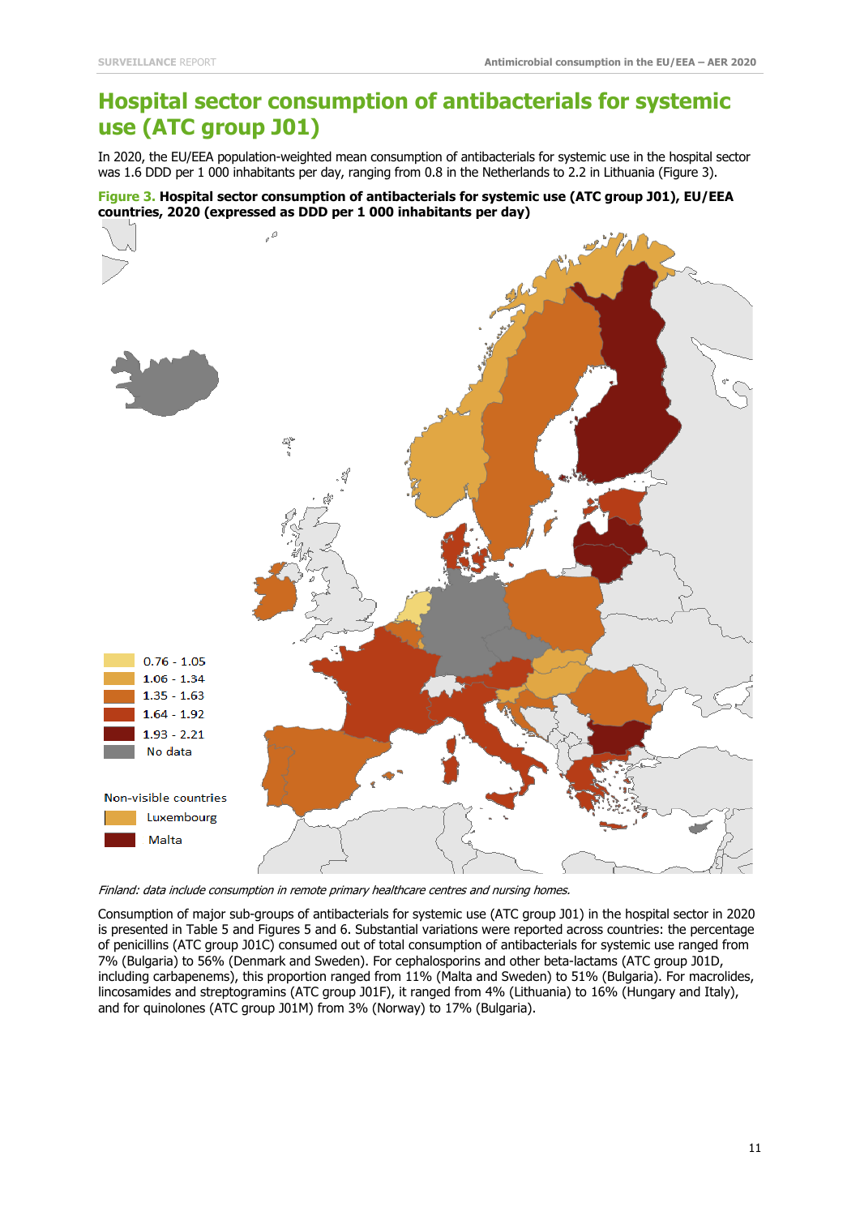# Hospital sector consumption of antibacterials for systemic use (ATC group J01)

In 2020, the EU/EEA population-weighted mean consumption of antibacterials for systemic use in the hospital sector was 1.6 DDD per 1 000 inhabitants per day, ranging from 0.8 in the Netherlands to 2.2 in Lithuania (Figure 3).

**Figure 3. Hospital sector consumption of antibacterials for systemic use (ATC group J01), EU/EEA countries, 2020 (expressed as DDD per 1 000 inhabitants per day)**

0.76 - 1.05
1.06 - 1.34
1.35 - 1.63
1.64 - 1.92
1.93 - 2.21
No data

Non-visible countries
Luxembourg
Malta

*Finland: data include consumption in remote primary healthcare centres and nursing homes.*

Consumption of major sub-groups of antibacterials for systemic use (ATC group J01) in the hospital sector in 2020 is presented in Table 5 and Figures 5 and 6. Substantial variations were reported across countries: the percentage of penicillins (ATC group J01C) consumed out of total consumption of antibacterials for systemic use ranged from 7% (Bulgaria) to 56% (Denmark and Sweden). For cephalosporins and other beta-lactams (ATC group J01D, including carbapenems), this proportion ranged from 11% (Malta and Sweden) to 51% (Bulgaria). For macrolides, lincosamides and streptogramins (ATC group J01F), it ranged from 4% (Lithuania) to 16% (Hungary and Italy), and for quinolones (ATC group J01M) from 3% (Norway) to 17% (Bulgaria).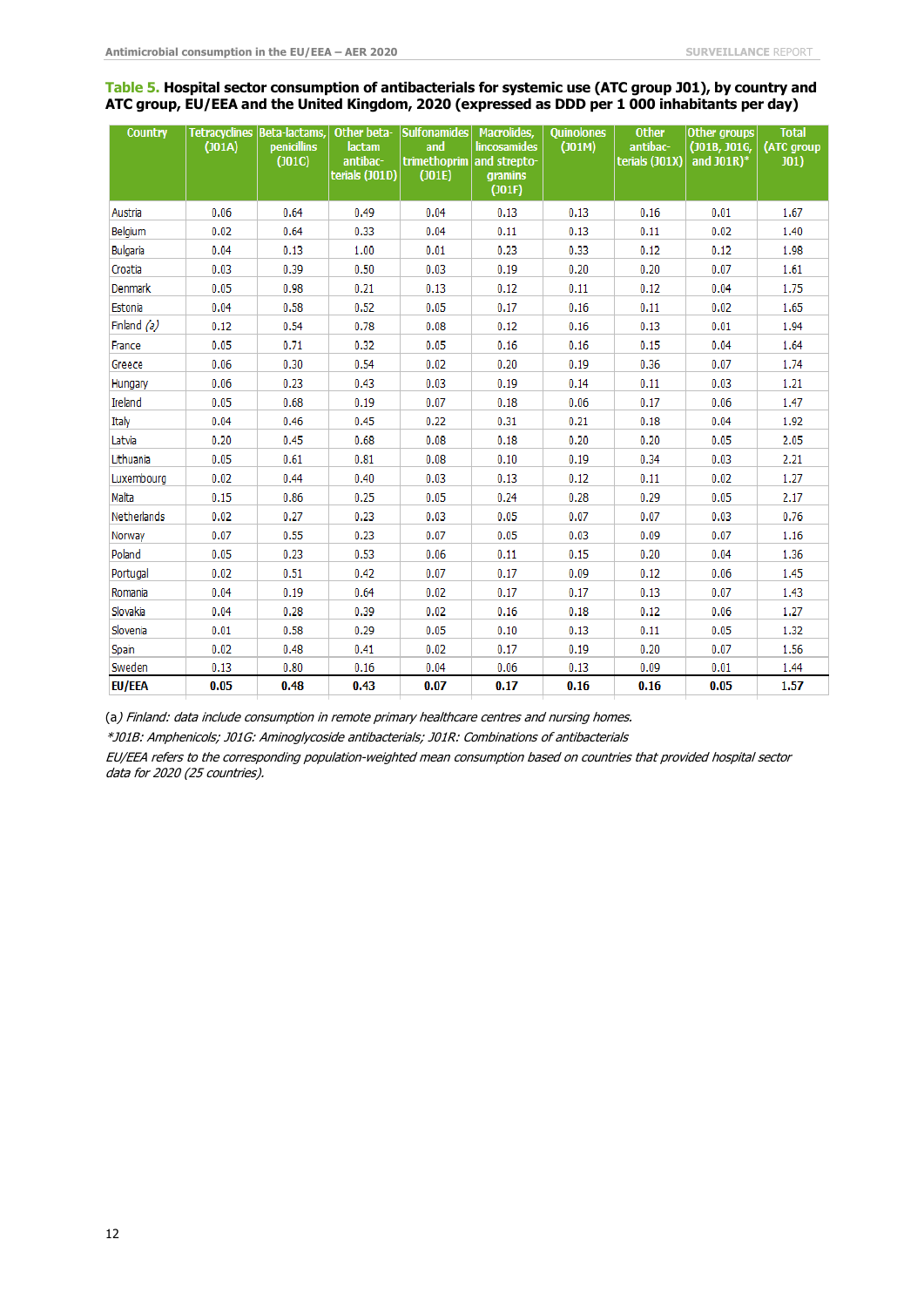**Table 5. Hospital sector consumption of antibacterials for systemic use (ATC group J01), by country and ATC group, EU/EEA and the United Kingdom, 2020 (expressed as DDD per 1 000 inhabitants per day)**

| Country | Tetracyclines (J01A) | Beta-lactams, penicillins (J01C) | Other beta-lactam antibacterials (J01D) | Sulfonamides and trimethoprim (J01E) | Macrolides, lincosamides and streptogramins (J01F) | Quinolones (J01M) | Other antibacterials (J01X) | Other groups (J01B, J01G, and J01R)* | Total (ATC group J01) |
|---|---|---|---|---|---|---|---|---|---|
| Austria | 0.06 | 0.64 | 0.49 | 0.04 | 0.13 | 0.13 | 0.16 | 0.01 | 1.67 |
| Belgium | 0.02 | 0.64 | 0.33 | 0.04 | 0.11 | 0.13 | 0.11 | 0.02 | 1.40 |
| Bulgaria | 0.04 | 0.13 | 1.00 | 0.01 | 0.23 | 0.33 | 0.12 | 0.12 | 1.98 |
| Croatia | 0.03 | 0.39 | 0.50 | 0.03 | 0.19 | 0.20 | 0.20 | 0.07 | 1.61 |
| Denmark | 0.05 | 0.98 | 0.21 | 0.13 | 0.12 | 0.11 | 0.12 | 0.04 | 1.75 |
| Estonia | 0.04 | 0.58 | 0.52 | 0.05 | 0.17 | 0.16 | 0.11 | 0.02 | 1.65 |
| Finland *(a)* | 0.12 | 0.54 | 0.78 | 0.08 | 0.12 | 0.16 | 0.13 | 0.01 | 1.94 |
| France | 0.05 | 0.71 | 0.32 | 0.05 | 0.16 | 0.16 | 0.15 | 0.04 | 1.64 |
| Greece | 0.06 | 0.30 | 0.54 | 0.02 | 0.20 | 0.19 | 0.36 | 0.07 | 1.74 |
| Hungary | 0.06 | 0.23 | 0.43 | 0.03 | 0.19 | 0.14 | 0.11 | 0.03 | 1.21 |
| Ireland | 0.05 | 0.68 | 0.19 | 0.07 | 0.18 | 0.06 | 0.17 | 0.06 | 1.47 |
| Italy | 0.04 | 0.46 | 0.45 | 0.22 | 0.31 | 0.21 | 0.18 | 0.04 | 1.92 |
| Latvia | 0.20 | 0.45 | 0.68 | 0.08 | 0.18 | 0.20 | 0.20 | 0.05 | 2.05 |
| Lithuania | 0.05 | 0.61 | 0.81 | 0.08 | 0.10 | 0.19 | 0.34 | 0.03 | 2.21 |
| Luxembourg | 0.02 | 0.44 | 0.40 | 0.03 | 0.13 | 0.12 | 0.11 | 0.02 | 1.27 |
| Malta | 0.15 | 0.86 | 0.25 | 0.05 | 0.24 | 0.28 | 0.29 | 0.05 | 2.17 |
| Netherlands | 0.02 | 0.27 | 0.23 | 0.03 | 0.05 | 0.07 | 0.07 | 0.03 | 0.76 |
| Norway | 0.07 | 0.55 | 0.23 | 0.07 | 0.05 | 0.03 | 0.09 | 0.07 | 1.16 |
| Poland | 0.05 | 0.23 | 0.53 | 0.06 | 0.11 | 0.15 | 0.20 | 0.04 | 1.36 |
| Portugal | 0.02 | 0.51 | 0.42 | 0.07 | 0.17 | 0.09 | 0.12 | 0.06 | 1.45 |
| Romania | 0.04 | 0.19 | 0.64 | 0.02 | 0.17 | 0.17 | 0.13 | 0.07 | 1.43 |
| Slovakia | 0.04 | 0.28 | 0.39 | 0.02 | 0.16 | 0.18 | 0.12 | 0.06 | 1.27 |
| Slovenia | 0.01 | 0.58 | 0.29 | 0.05 | 0.10 | 0.13 | 0.11 | 0.05 | 1.32 |
| Spain | 0.02 | 0.48 | 0.41 | 0.02 | 0.17 | 0.19 | 0.20 | 0.07 | 1.56 |
| Sweden | 0.13 | 0.80 | 0.16 | 0.04 | 0.06 | 0.13 | 0.09 | 0.01 | 1.44 |
| **EU/EEA** | **0.05** | **0.48** | **0.43** | **0.07** | **0.17** | **0.16** | **0.16** | **0.05** | **1.57** |

(a) *Finland: data include consumption in remote primary healthcare centres and nursing homes.*

**J01B: Amphenicols; J01G: Aminoglycoside antibacterials; J01R: Combinations of antibacterials*

*EU/EEA refers to the corresponding population-weighted mean consumption based on countries that provided hospital sector data for 2020 (25 countries).*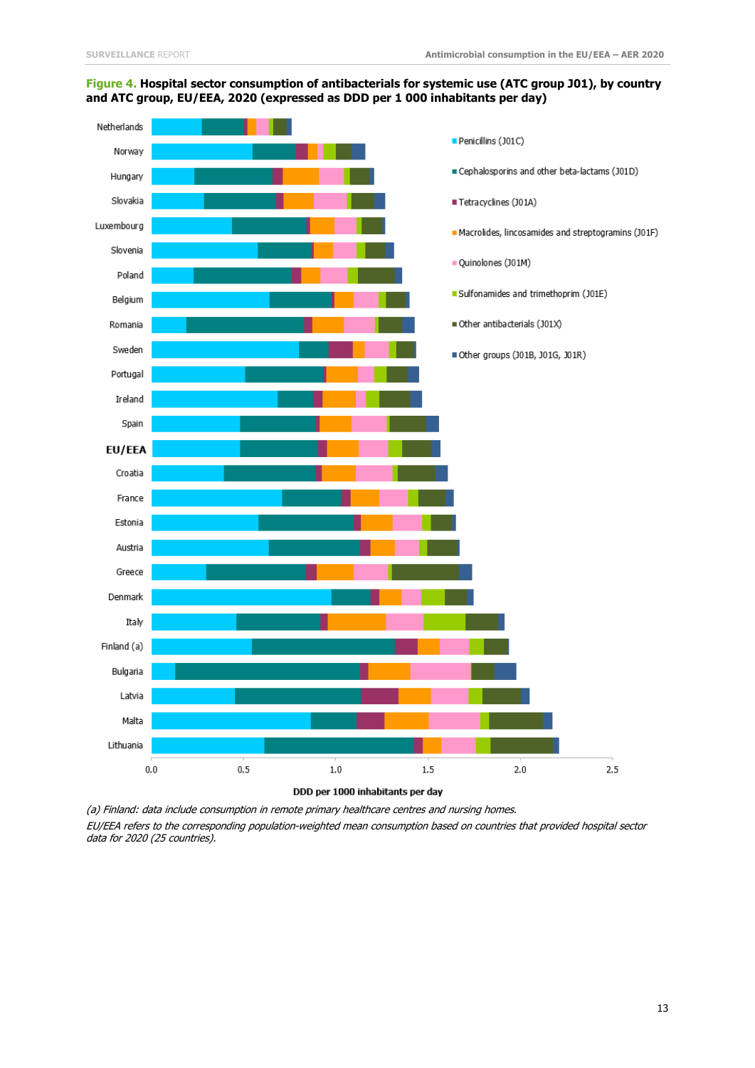**Figure 4.** **Hospital sector consumption of antibacterials for systemic use (ATC group J01), by country and ATC group, EU/EEA, 2020 (expressed as DDD per 1 000 inhabitants per day)**

Netherlands
Norway
Hungary
Slovakia
Luxembourg
Slovenia
Poland
Belgium
Romania
Sweden
Portugal
Ireland
Spain
**EU/EEA**
Croatia
France
Estonia
Austria
Greece
Denmark
Italy
Finland (a)
Bulgaria
Latvia
Malta
Lithuania

0.0 0.5 1.0 1.5 2.0 2.5

DDD per 1000 inhabitants per day

Penicillins (J01C)
Cephalosporins and other beta-lactams (J01D)
Tetracyclines (J01A)
Macrolides, lincosamides and streptogramins (J01F)
Quinolones (J01M)
Sulfonamides and trimethoprim (J01E)
Other antibacterials (J01X)
Other groups (J01B, J01G, J01R)

*(a) Finland: data include consumption in remote primary healthcare centres and nursing homes.*

*EU/EEA refers to the corresponding population-weighted mean consumption based on countries that provided hospital sector data for 2020 (25 countries).*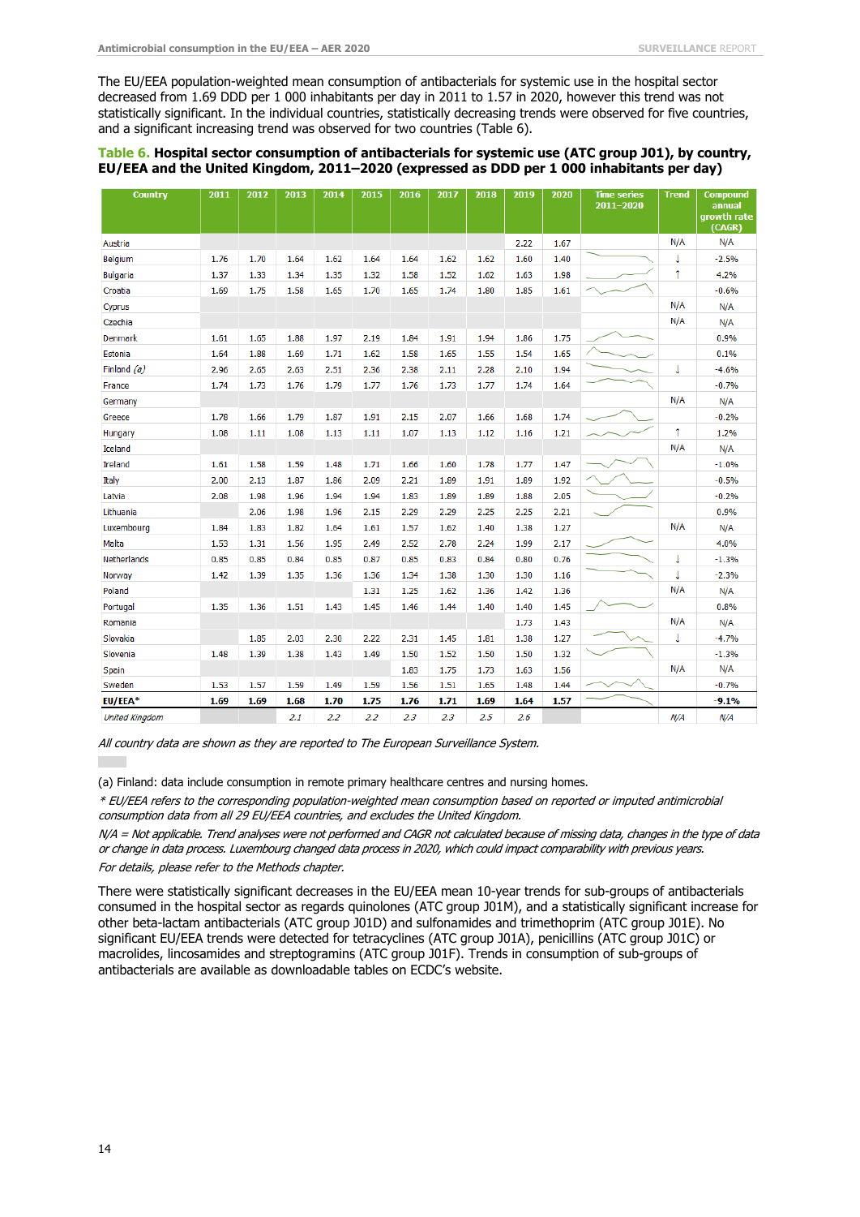The EU/EEA population-weighted mean consumption of antibacterials for systemic use in the hospital sector decreased from 1.69 DDD per 1 000 inhabitants per day in 2011 to 1.57 in 2020, however this trend was not statistically significant. In the individual countries, statistically decreasing trends were observed for five countries, and a significant increasing trend was observed for two countries (Table 6).

**Table 6. Hospital sector consumption of antibacterials for systemic use (ATC group J01), by country, EU/EEA and the United Kingdom, 2011–2020 (expressed as DDD per 1 000 inhabitants per day)**

| Country | 2011 | 2012 | 2013 | 2014 | 2015 | 2016 | 2017 | 2018 | 2019 | 2020 | Time series 2011–2020 | Trend | Compound annual growth rate (CAGR) |
|---|---|---|---|---|---|---|---|---|---|---|---|---|---|
| Austria | | | | | | | | | 2.22 | 1.67 | | N/A | N/A |
| Belgium | 1.76 | 1.70 | 1.64 | 1.62 | 1.64 | 1.64 | 1.62 | 1.62 | 1.60 | 1.40 | | ↓ | -2.5% |
| Bulgaria | 1.37 | 1.33 | 1.34 | 1.35 | 1.32 | 1.58 | 1.52 | 1.62 | 1.63 | 1.98 | | ↑ | 4.2% |
| Croatia | 1.69 | 1.75 | 1.58 | 1.65 | 1.70 | 1.65 | 1.74 | 1.80 | 1.85 | 1.61 | | | -0.6% |
| Cyprus | | | | | | | | | | | | N/A | N/A |
| Czechia | | | | | | | | | | | | N/A | N/A |
| Denmark | 1.61 | 1.65 | 1.88 | 1.97 | 2.19 | 1.84 | 1.91 | 1.94 | 1.86 | 1.75 | | | 0.9% |
| Estonia | 1.64 | 1.88 | 1.69 | 1.71 | 1.62 | 1.58 | 1.65 | 1.55 | 1.54 | 1.65 | | | 0.1% |
| Finland *(a)* | 2.96 | 2.65 | 2.63 | 2.51 | 2.36 | 2.38 | 2.11 | 2.28 | 2.10 | 1.94 | | ↓ | -4.6% |
| France | 1.74 | 1.73 | 1.76 | 1.79 | 1.77 | 1.76 | 1.73 | 1.77 | 1.74 | 1.64 | | | -0.7% |
| Germany | | | | | | | | | | | | N/A | N/A |
| Greece | 1.78 | 1.66 | 1.79 | 1.87 | 1.91 | 2.15 | 2.07 | 1.66 | 1.68 | 1.74 | | | -0.2% |
| Hungary | 1.08 | 1.11 | 1.08 | 1.13 | 1.11 | 1.07 | 1.13 | 1.12 | 1.16 | 1.21 | | ↑ | 1.2% |
| Iceland | | | | | | | | | | | | N/A | N/A |
| Ireland | 1.61 | 1.58 | 1.59 | 1.48 | 1.71 | 1.66 | 1.60 | 1.78 | 1.77 | 1.47 | | | -1.0% |
| Italy | 2.00 | 2.13 | 1.87 | 1.86 | 2.09 | 2.21 | 1.89 | 1.91 | 1.89 | 1.92 | | | -0.5% |
| Latvia | 2.08 | 1.98 | 1.96 | 1.94 | 1.94 | 1.83 | 1.89 | 1.89 | 1.88 | 2.05 | | | -0.2% |
| Lithuania | | 2.06 | 1.98 | 1.96 | 2.15 | 2.29 | 2.29 | 2.25 | 2.25 | 2.21 | | | 0.9% |
| Luxembourg | 1.84 | 1.83 | 1.82 | 1.64 | 1.61 | 1.57 | 1.62 | 1.40 | 1.38 | 1.27 | | N/A | N/A |
| Malta | 1.53 | 1.31 | 1.56 | 1.95 | 2.49 | 2.52 | 2.78 | 2.24 | 1.99 | 2.17 | | | 4.0% |
| Netherlands | 0.85 | 0.85 | 0.84 | 0.85 | 0.87 | 0.85 | 0.83 | 0.84 | 0.80 | 0.76 | | ↓ | -1.3% |
| Norway | 1.42 | 1.39 | 1.35 | 1.36 | 1.36 | 1.34 | 1.38 | 1.30 | 1.30 | 1.16 | | ↓ | -2.3% |
| Poland | | | | | 1.31 | 1.25 | 1.62 | 1.36 | 1.42 | 1.36 | | N/A | N/A |
| Portugal | 1.35 | 1.36 | 1.51 | 1.43 | 1.45 | 1.46 | 1.44 | 1.40 | 1.40 | 1.45 | | | 0.8% |
| Romania | | | | | | | | | 1.73 | 1.43 | | N/A | N/A |
| Slovakia | | 1.85 | 2.03 | 2.30 | 2.22 | 2.31 | 1.45 | 1.81 | 1.38 | 1.27 | | ↓ | -4.7% |
| Slovenia | 1.48 | 1.39 | 1.38 | 1.43 | 1.49 | 1.50 | 1.52 | 1.50 | 1.50 | 1.32 | | | -1.3% |
| Spain | | | | | | 1.83 | 1.75 | 1.73 | 1.63 | 1.56 | | N/A | N/A |
| Sweden | 1.53 | 1.57 | 1.59 | 1.49 | 1.59 | 1.56 | 1.51 | 1.65 | 1.48 | 1.44 | | | -0.7% |
| **EU/EEA*** | **1.69** | **1.69** | **1.68** | **1.70** | **1.75** | **1.76** | **1.71** | **1.69** | **1.64** | **1.57** | | | **-9.1%** |
| *United Kingdom* | | | *2.1* | *2.2* | *2.2* | *2.3* | *2.3* | *2.5* | *2.6* | | | *N/A* | *N/A* |

*All country data are shown as they are reported to The European Surveillance System.*

(a) Finland: data include consumption in remote primary healthcare centres and nursing homes.

*\* EU/EEA refers to the corresponding population-weighted mean consumption based on reported or imputed antimicrobial consumption data from all 29 EU/EEA countries, and excludes the United Kingdom.*

*N/A = Not applicable. Trend analyses were not performed and CAGR not calculated because of missing data, changes in the type of data or change in data process. Luxembourg changed data process in 2020, which could impact comparability with previous years.*

*For details, please refer to the Methods chapter.*

There were statistically significant decreases in the EU/EEA mean 10-year trends for sub-groups of antibacterials consumed in the hospital sector as regards quinolones (ATC group J01M), and a statistically significant increase for other beta-lactam antibacterials (ATC group J01D) and sulfonamides and trimethoprim (ATC group J01E). No significant EU/EEA trends were detected for tetracyclines (ATC group J01A), penicillins (ATC group J01C) or macrolides, lincosamides and streptogramins (ATC group J01F). Trends in consumption of sub-groups of antibacterials are available as downloadable tables on ECDC's website.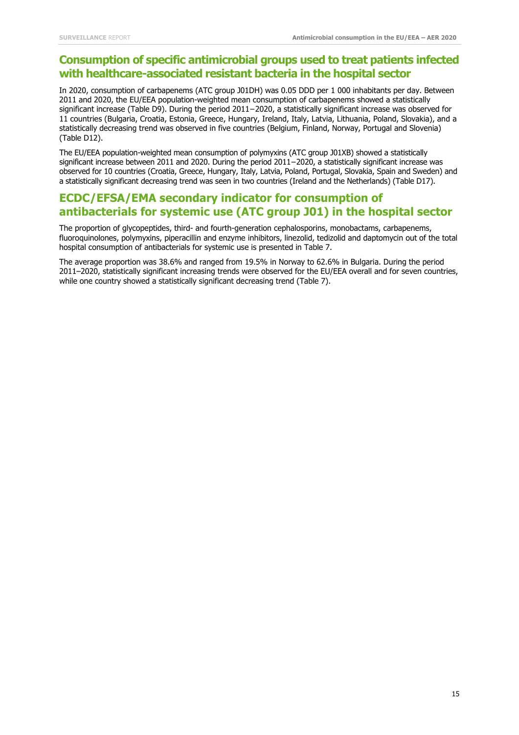## Consumption of specific antimicrobial groups used to treat patients infected with healthcare-associated resistant bacteria in the hospital sector

In 2020, consumption of carbapenems (ATC group J01DH) was 0.05 DDD per 1 000 inhabitants per day. Between 2011 and 2020, the EU/EEA population-weighted mean consumption of carbapenems showed a statistically significant increase (Table D9). During the period 2011−2020, a statistically significant increase was observed for 11 countries (Bulgaria, Croatia, Estonia, Greece, Hungary, Ireland, Italy, Latvia, Lithuania, Poland, Slovakia), and a statistically decreasing trend was observed in five countries (Belgium, Finland, Norway, Portugal and Slovenia) (Table D12).

The EU/EEA population-weighted mean consumption of polymyxins (ATC group J01XB) showed a statistically significant increase between 2011 and 2020. During the period 2011−2020, a statistically significant increase was observed for 10 countries (Croatia, Greece, Hungary, Italy, Latvia, Poland, Portugal, Slovakia, Spain and Sweden) and a statistically significant decreasing trend was seen in two countries (Ireland and the Netherlands) (Table D17).

## ECDC/EFSA/EMA secondary indicator for consumption of antibacterials for systemic use (ATC group J01) in the hospital sector

The proportion of glycopeptides, third- and fourth-generation cephalosporins, monobactams, carbapenems, fluoroquinolones, polymyxins, piperacillin and enzyme inhibitors, linezolid, tedizolid and daptomycin out of the total hospital consumption of antibacterials for systemic use is presented in Table 7.

The average proportion was 38.6% and ranged from 19.5% in Norway to 62.6% in Bulgaria. During the period 2011–2020, statistically significant increasing trends were observed for the EU/EEA overall and for seven countries, while one country showed a statistically significant decreasing trend (Table 7).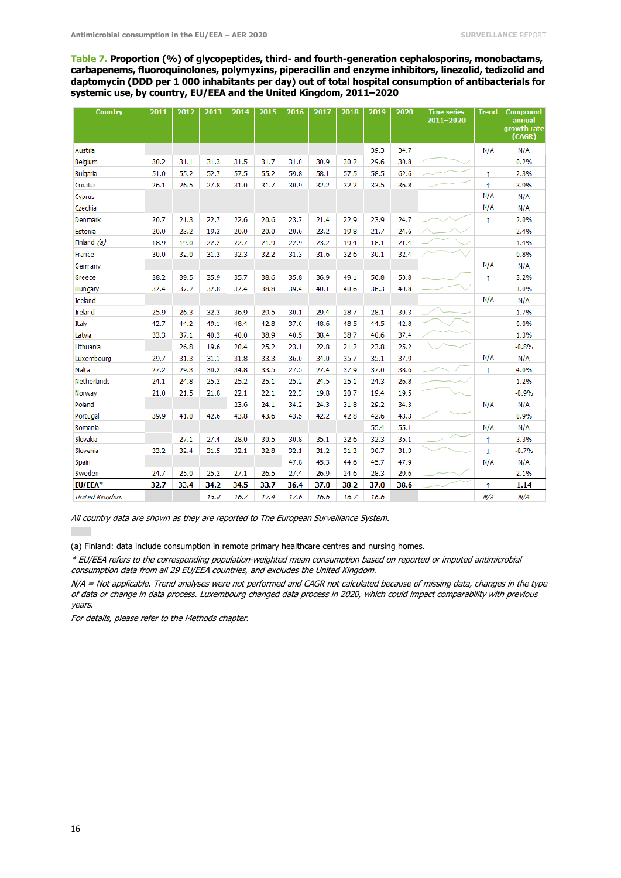**Table 7. Proportion (%) of glycopeptides, third- and fourth-generation cephalosporins, monobactams, carbapenems, fluoroquinolones, polymyxins, piperacillin and enzyme inhibitors, linezolid, tedizolid and daptomycin (DDD per 1 000 inhabitants per day) out of total hospital consumption of antibacterials for systemic use, by country, EU/EEA and the United Kingdom, 2011–2020**

| Country | 2011 | 2012 | 2013 | 2014 | 2015 | 2016 | 2017 | 2018 | 2019 | 2020 | Time series 2011–2020 | Trend | Compound annual growth rate (CAGR) |
|---|---|---|---|---|---|---|---|---|---|---|---|---|---|
| Austria | | | | | | | | | 39.3 | 34.7 | | N/A | N/A |
| Belgium | 30.2 | 31.1 | 31.3 | 31.5 | 31.7 | 31.0 | 30.9 | 30.2 | 29.6 | 30.8 | | | 0.2% |
| Bulgaria | 51.0 | 55.2 | 52.7 | 57.5 | 55.2 | 59.8 | 58.1 | 57.5 | 58.5 | 62.6 | | ↑ | 2.3% |
| Croatia | 26.1 | 26.5 | 27.8 | 31.0 | 31.7 | 30.9 | 32.2 | 32.2 | 33.5 | 36.8 | | ↑ | 3.9% |
| Cyprus | | | | | | | | | | | | N/A | N/A |
| Czechia | | | | | | | | | | | | N/A | N/A |
| Denmark | 20.7 | 21.3 | 22.7 | 22.6 | 20.6 | 23.7 | 21.4 | 22.9 | 23.9 | 24.7 | | ↑ | 2.0% |
| Estonia | 20.0 | 23.2 | 19.3 | 20.0 | 20.0 | 20.6 | 23.2 | 19.8 | 21.7 | 24.6 | | | 2.4% |
| Finland *(a)* | 18.9 | 19.0 | 22.2 | 22.7 | 21.9 | 22.9 | 23.2 | 19.4 | 18.1 | 21.4 | | | 1.4% |
| France | 30.0 | 32.0 | 31.3 | 32.3 | 32.2 | 31.3 | 31.6 | 32.6 | 30.1 | 32.4 | | | 0.8% |
| Germany | | | | | | | | | | | | N/A | N/A |
| Greece | 38.2 | 39.5 | 35.9 | 35.7 | 38.6 | 35.8 | 36.9 | 49.1 | 50.8 | 50.8 | | ↑ | 3.2% |
| Hungary | 37.4 | 37.2 | 37.8 | 37.4 | 38.8 | 39.4 | 40.1 | 40.6 | 36.3 | 40.8 | | | 1.0% |
| Iceland | | | | | | | | | | | | N/A | N/A |
| Ireland | 25.9 | 26.3 | 32.3 | 36.9 | 29.5 | 30.1 | 29.4 | 28.7 | 28.1 | 30.3 | | | 1.7% |
| Italy | 42.7 | 44.2 | 49.1 | 48.4 | 42.8 | 37.0 | 48.6 | 48.5 | 44.5 | 42.8 | | | 0.0% |
| Latvia | 33.3 | 37.1 | 40.3 | 40.0 | 38.9 | 40.5 | 38.4 | 38.7 | 40.6 | 37.4 | | | 1.3% |
| Lithuania | | 26.8 | 19.6 | 20.4 | 25.2 | 23.1 | 22.8 | 21.2 | 23.8 | 25.2 | | | -0.8% |
| Luxembourg | 29.7 | 31.3 | 31.1 | 31.8 | 33.3 | 36.0 | 34.0 | 35.7 | 35.1 | 37.9 | | N/A | N/A |
| Malta | 27.2 | 29.3 | 30.2 | 34.8 | 33.5 | 27.5 | 27.4 | 37.9 | 37.0 | 38.6 | | ↑ | 4.0% |
| Netherlands | 24.1 | 24.8 | 25.2 | 25.2 | 25.1 | 25.2 | 24.5 | 25.1 | 24.3 | 26.8 | | | 1.2% |
| Norway | 21.0 | 21.5 | 21.8 | 22.1 | 22.1 | 22.3 | 19.8 | 20.7 | 19.4 | 19.5 | | | -0.9% |
| Poland | | | | 23.6 | 24.1 | 34.2 | 24.3 | 31.8 | 29.2 | 34.3 | | N/A | N/A |
| Portugal | 39.9 | 41.0 | 42.6 | 43.8 | 43.6 | 43.5 | 42.2 | 42.8 | 42.6 | 43.3 | | | 0.9% |
| Romania | | | | | | | | | 55.4 | 55.1 | | N/A | N/A |
| Slovakia | | 27.1 | 27.4 | 28.0 | 30.5 | 30.8 | 35.1 | 32.6 | 32.3 | 35.1 | | ↑ | 3.3% |
| Slovenia | 33.2 | 32.4 | 31.5 | 32.1 | 32.8 | 32.1 | 31.2 | 31.3 | 30.7 | 31.3 | | ↓ | -0.7% |
| Spain | | | | | | 47.8 | 45.3 | 44.6 | 45.7 | 47.9 | | N/A | N/A |
| Sweden | 24.7 | 25.0 | 25.2 | 27.1 | 26.5 | 27.4 | 26.9 | 24.6 | 28.3 | 29.6 | | | 2.1% |
| **EU/EEA*** | **32.7** | **33.4** | **34.2** | **34.5** | **33.7** | **36.4** | **37.0** | **38.2** | **37.0** | **38.6** | | ↑ | **1.14** |
| *United Kingdom* | | | *15.8* | *16.7* | *17.4* | *17.6* | *16.6* | *16.7* | *16.6* | | | *N/A* | *N/A* |

*All country data are shown as they are reported to The European Surveillance System.*

(a) Finland: data include consumption in remote primary healthcare centres and nursing homes.

*\* EU/EEA refers to the corresponding population-weighted mean consumption based on reported or imputed antimicrobial consumption data from all 29 EU/EEA countries, and excludes the United Kingdom.*

*N/A = Not applicable. Trend analyses were not performed and CAGR not calculated because of missing data, changes in the type of data or change in data process. Luxembourg changed data process in 2020, which could impact comparability with previous years.*

*For details, please refer to the Methods chapter.*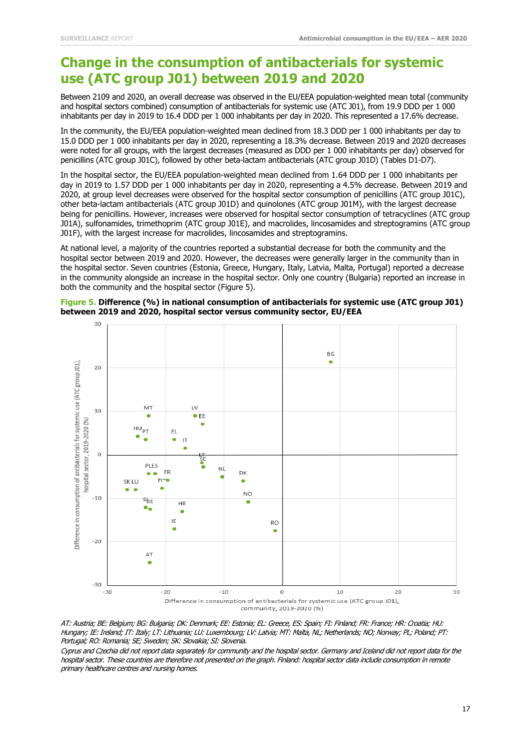# Change in the consumption of antibacterials for systemic use (ATC group J01) between 2019 and 2020

Between 2109 and 2020, an overall decrease was observed in the EU/EEA population-weighted mean total (community and hospital sectors combined) consumption of antibacterials for systemic use (ATC J01), from 19.9 DDD per 1 000 inhabitants per day in 2019 to 16.4 DDD per 1 000 inhabitants per day in 2020. This represented a 17.6% decrease.

In the community, the EU/EEA population-weighted mean declined from 18.3 DDD per 1 000 inhabitants per day to 15.0 DDD per 1 000 inhabitants per day in 2020, representing a 18.3% decrease. Between 2019 and 2020 decreases were noted for all groups, with the largest decreases (measured as DDD per 1 000 inhabitants per day) observed for penicillins (ATC group J01C), followed by other beta-lactam antibacterials (ATC group J01D) (Tables D1-D7).

In the hospital sector, the EU/EEA population-weighted mean declined from 1.64 DDD per 1 000 inhabitants per day in 2019 to 1.57 DDD per 1 000 inhabitants per day in 2020, representing a 4.5% decrease. Between 2019 and 2020, at group level decreases were observed for the hospital sector consumption of penicillins (ATC group J01C), other beta-lactam antibacterials (ATC group J01D) and quinolones (ATC group J01M), with the largest decrease being for penicillins. However, increases were observed for hospital sector consumption of tetracyclines (ATC group J01A), sulfonamides, trimethoprim (ATC group J01E), and macrolides, lincosamides and streptogramins (ATC group J01F), with the largest increase for macrolides, lincosamides and streptogramins.

At national level, a majority of the countries reported a substantial decrease for both the community and the hospital sector between 2019 and 2020. However, the decreases were generally larger in the community than in the hospital sector. Seven countries (Estonia, Greece, Hungary, Italy, Latvia, Malta, Portugal) reported a decrease in the community alongside an increase in the hospital sector. Only one country (Bulgaria) reported an increase in both the community and the hospital sector (Figure 5).

**Figure 5. Difference (%) in national consumption of antibacterials for systemic use (ATC group J01) between 2019 and 2020, hospital sector versus community sector, EU/EEA**

Difference in consumption of antibacterials for systemic use (ATC group J01), hospital sector, 2019-2020 (%)

30
20
10
0
-10
-20
-30

-30 -20 -10 0 10 20 30

Difference in consumption of antibacterials for systemic use (ATC group J01), community, 2019-2020 (%)

BG, MT, LV, EE, HU, PT, EL, IT, LT, SE, PL, ES, FR, NL, DK, FI, SK, LU, NO, SI, BE, HR, IE, RO, AT

*AT: Austria; BE: Belgium; BG: Bulgaria; DK: Denmark; EE: Estonia; EL: Greece, ES: Spain; FI: Finland; FR: France; HR: Croatia; HU: Hungary; IE: Ireland; IT: Italy; LT: Lithuania; LU: Luxembourg; LV: Latvia; MT: Malta, NL; Netherlands; NO; Norway; PL; Poland; PT: Portugal; RO: Romania; SE; Sweden; SK: Slovakia; SI: Slovenia.*

*Cyprus and Czechia did not report data separately for community and the hospital sector. Germany and Iceland did not report data for the hospital sector. These countries are therefore not presented on the graph. Finland: hospital sector data include consumption in remote primary healthcare centres and nursing homes.*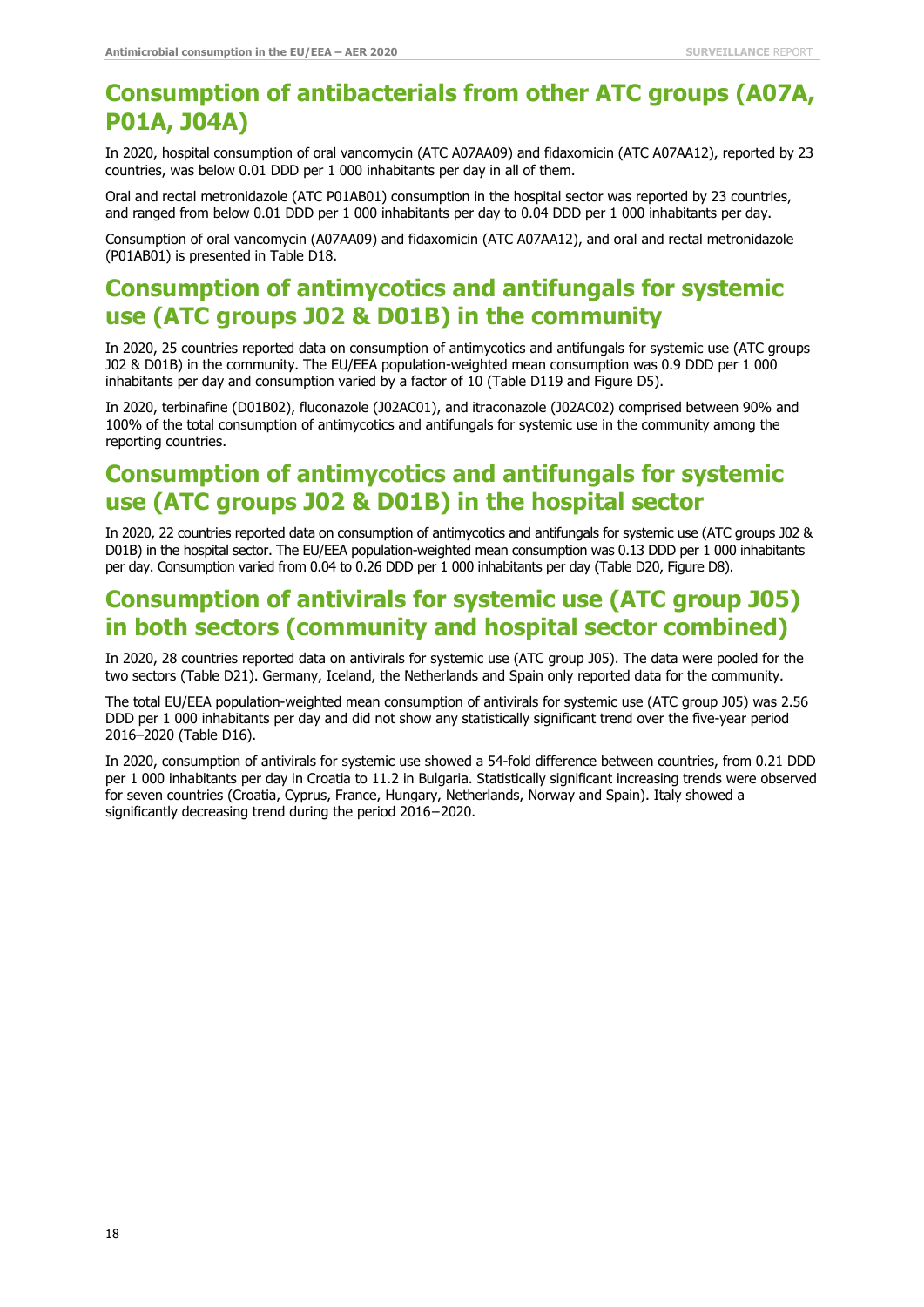## Consumption of antibacterials from other ATC groups (A07A, P01A, J04A)

In 2020, hospital consumption of oral vancomycin (ATC A07AA09) and fidaxomicin (ATC A07AA12), reported by 23 countries, was below 0.01 DDD per 1 000 inhabitants per day in all of them.

Oral and rectal metronidazole (ATC P01AB01) consumption in the hospital sector was reported by 23 countries, and ranged from below 0.01 DDD per 1 000 inhabitants per day to 0.04 DDD per 1 000 inhabitants per day.

Consumption of oral vancomycin (A07AA09) and fidaxomicin (ATC A07AA12), and oral and rectal metronidazole (P01AB01) is presented in Table D18.

## Consumption of antimycotics and antifungals for systemic use (ATC groups J02 & D01B) in the community

In 2020, 25 countries reported data on consumption of antimycotics and antifungals for systemic use (ATC groups J02 & D01B) in the community. The EU/EEA population-weighted mean consumption was 0.9 DDD per 1 000 inhabitants per day and consumption varied by a factor of 10 (Table D119 and Figure D5).

In 2020, terbinafine (D01B02), fluconazole (J02AC01), and itraconazole (J02AC02) comprised between 90% and 100% of the total consumption of antimycotics and antifungals for systemic use in the community among the reporting countries.

## Consumption of antimycotics and antifungals for systemic use (ATC groups J02 & D01B) in the hospital sector

In 2020, 22 countries reported data on consumption of antimycotics and antifungals for systemic use (ATC groups J02 & D01B) in the hospital sector. The EU/EEA population-weighted mean consumption was 0.13 DDD per 1 000 inhabitants per day. Consumption varied from 0.04 to 0.26 DDD per 1 000 inhabitants per day (Table D20, Figure D8).

## Consumption of antivirals for systemic use (ATC group J05) in both sectors (community and hospital sector combined)

In 2020, 28 countries reported data on antivirals for systemic use (ATC group J05). The data were pooled for the two sectors (Table D21). Germany, Iceland, the Netherlands and Spain only reported data for the community.

The total EU/EEA population-weighted mean consumption of antivirals for systemic use (ATC group J05) was 2.56 DDD per 1 000 inhabitants per day and did not show any statistically significant trend over the five-year period 2016–2020 (Table D16).

In 2020, consumption of antivirals for systemic use showed a 54-fold difference between countries, from 0.21 DDD per 1 000 inhabitants per day in Croatia to 11.2 in Bulgaria. Statistically significant increasing trends were observed for seven countries (Croatia, Cyprus, France, Hungary, Netherlands, Norway and Spain). Italy showed a significantly decreasing trend during the period 2016−2020.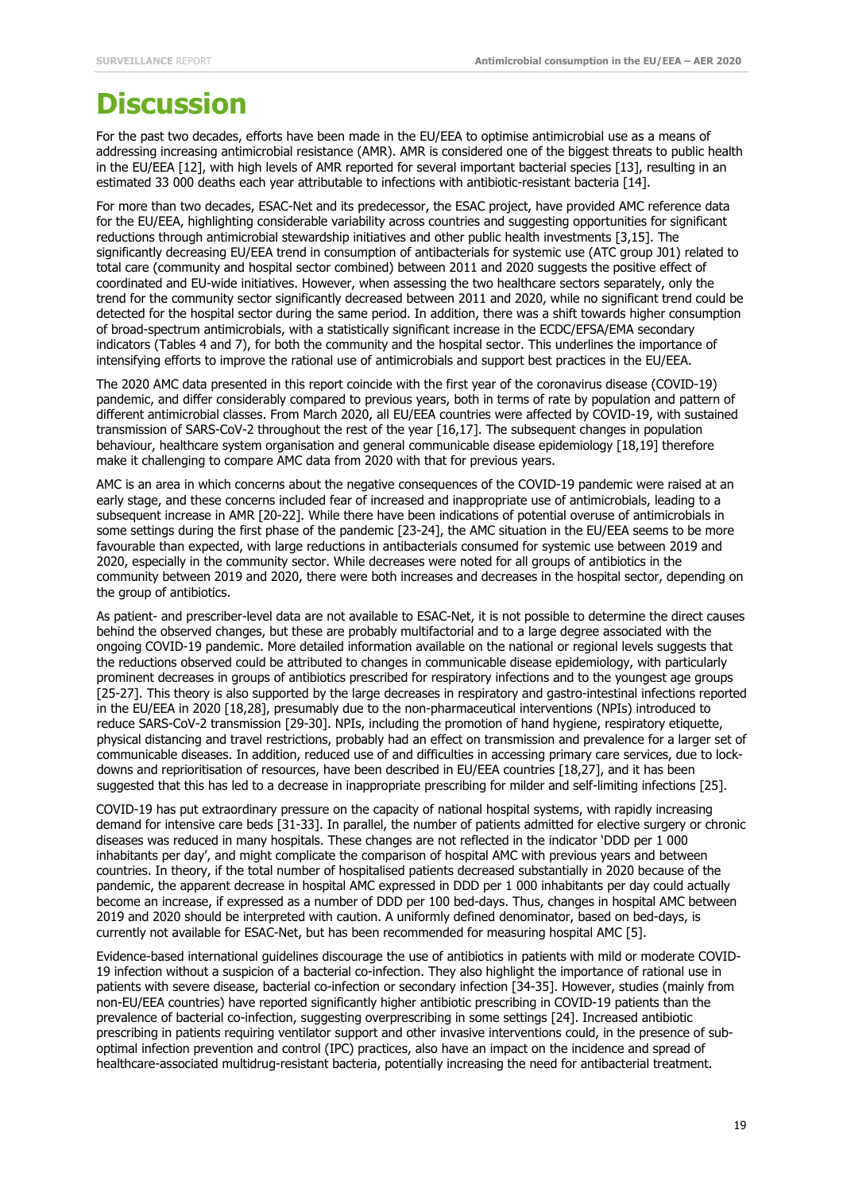# Discussion

For the past two decades, efforts have been made in the EU/EEA to optimise antimicrobial use as a means of addressing increasing antimicrobial resistance (AMR). AMR is considered one of the biggest threats to public health in the EU/EEA [12], with high levels of AMR reported for several important bacterial species [13], resulting in an estimated 33 000 deaths each year attributable to infections with antibiotic-resistant bacteria [14].

For more than two decades, ESAC-Net and its predecessor, the ESAC project, have provided AMC reference data for the EU/EEA, highlighting considerable variability across countries and suggesting opportunities for significant reductions through antimicrobial stewardship initiatives and other public health investments [3,15]. The significantly decreasing EU/EEA trend in consumption of antibacterials for systemic use (ATC group J01) related to total care (community and hospital sector combined) between 2011 and 2020 suggests the positive effect of coordinated and EU-wide initiatives. However, when assessing the two healthcare sectors separately, only the trend for the community sector significantly decreased between 2011 and 2020, while no significant trend could be detected for the hospital sector during the same period. In addition, there was a shift towards higher consumption of broad-spectrum antimicrobials, with a statistically significant increase in the ECDC/EFSA/EMA secondary indicators (Tables 4 and 7), for both the community and the hospital sector. This underlines the importance of intensifying efforts to improve the rational use of antimicrobials and support best practices in the EU/EEA.

The 2020 AMC data presented in this report coincide with the first year of the coronavirus disease (COVID-19) pandemic, and differ considerably compared to previous years, both in terms of rate by population and pattern of different antimicrobial classes. From March 2020, all EU/EEA countries were affected by COVID-19, with sustained transmission of SARS-CoV-2 throughout the rest of the year [16,17]. The subsequent changes in population behaviour, healthcare system organisation and general communicable disease epidemiology [18,19] therefore make it challenging to compare AMC data from 2020 with that for previous years.

AMC is an area in which concerns about the negative consequences of the COVID-19 pandemic were raised at an early stage, and these concerns included fear of increased and inappropriate use of antimicrobials, leading to a subsequent increase in AMR [20-22]. While there have been indications of potential overuse of antimicrobials in some settings during the first phase of the pandemic [23-24], the AMC situation in the EU/EEA seems to be more favourable than expected, with large reductions in antibacterials consumed for systemic use between 2019 and 2020, especially in the community sector. While decreases were noted for all groups of antibiotics in the community between 2019 and 2020, there were both increases and decreases in the hospital sector, depending on the group of antibiotics.

As patient- and prescriber-level data are not available to ESAC-Net, it is not possible to determine the direct causes behind the observed changes, but these are probably multifactorial and to a large degree associated with the ongoing COVID-19 pandemic. More detailed information available on the national or regional levels suggests that the reductions observed could be attributed to changes in communicable disease epidemiology, with particularly prominent decreases in groups of antibiotics prescribed for respiratory infections and to the youngest age groups [25-27]. This theory is also supported by the large decreases in respiratory and gastro-intestinal infections reported in the EU/EEA in 2020 [18,28], presumably due to the non-pharmaceutical interventions (NPIs) introduced to reduce SARS-CoV-2 transmission [29-30]. NPIs, including the promotion of hand hygiene, respiratory etiquette, physical distancing and travel restrictions, probably had an effect on transmission and prevalence for a larger set of communicable diseases. In addition, reduced use of and difficulties in accessing primary care services, due to lock-downs and reprioritisation of resources, have been described in EU/EEA countries [18,27], and it has been suggested that this has led to a decrease in inappropriate prescribing for milder and self-limiting infections [25].

COVID-19 has put extraordinary pressure on the capacity of national hospital systems, with rapidly increasing demand for intensive care beds [31-33]. In parallel, the number of patients admitted for elective surgery or chronic diseases was reduced in many hospitals. These changes are not reflected in the indicator 'DDD per 1 000 inhabitants per day', and might complicate the comparison of hospital AMC with previous years and between countries. In theory, if the total number of hospitalised patients decreased substantially in 2020 because of the pandemic, the apparent decrease in hospital AMC expressed in DDD per 1 000 inhabitants per day could actually become an increase, if expressed as a number of DDD per 100 bed-days. Thus, changes in hospital AMC between 2019 and 2020 should be interpreted with caution. A uniformly defined denominator, based on bed-days, is currently not available for ESAC-Net, but has been recommended for measuring hospital AMC [5].

Evidence-based international guidelines discourage the use of antibiotics in patients with mild or moderate COVID-19 infection without a suspicion of a bacterial co-infection. They also highlight the importance of rational use in patients with severe disease, bacterial co-infection or secondary infection [34-35]. However, studies (mainly from non-EU/EEA countries) have reported significantly higher antibiotic prescribing in COVID-19 patients than the prevalence of bacterial co-infection, suggesting overprescribing in some settings [24]. Increased antibiotic prescribing in patients requiring ventilator support and other invasive interventions could, in the presence of sub-optimal infection prevention and control (IPC) practices, also have an impact on the incidence and spread of healthcare-associated multidrug-resistant bacteria, potentially increasing the need for antibacterial treatment.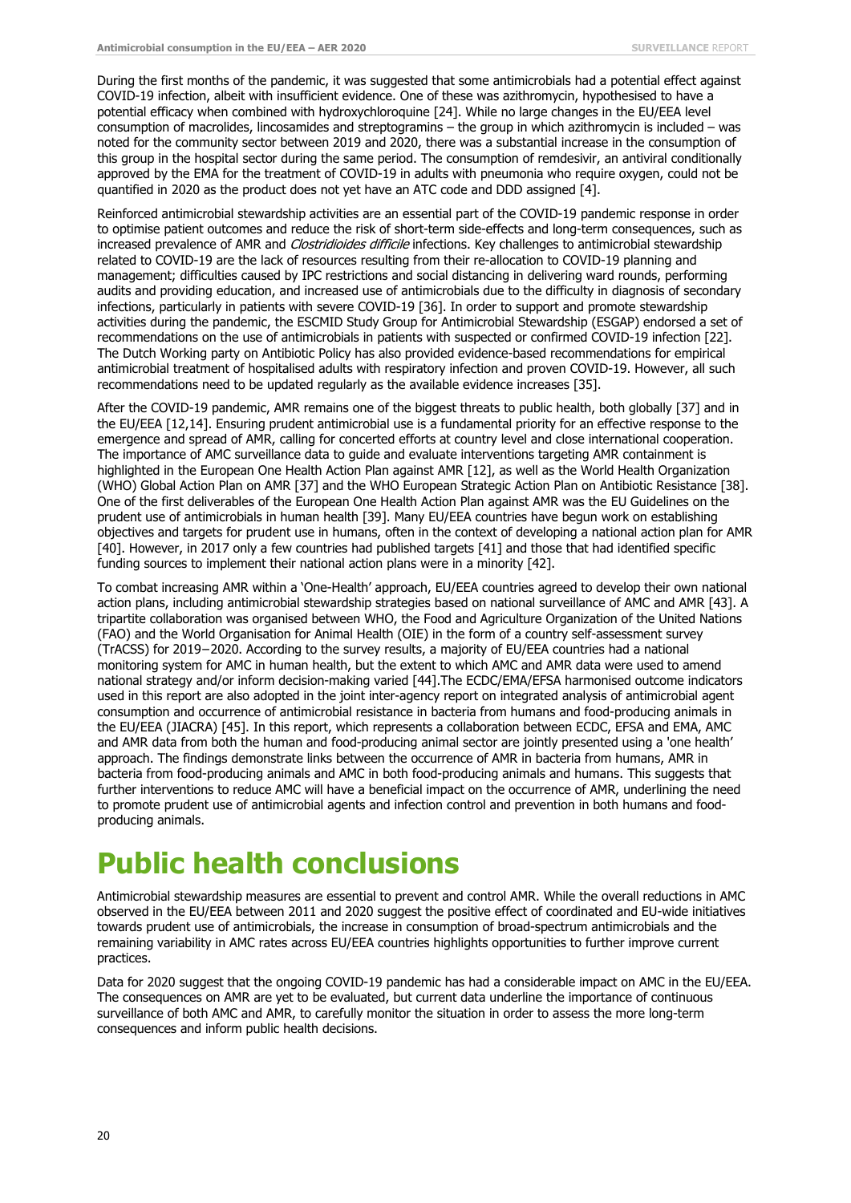During the first months of the pandemic, it was suggested that some antimicrobials had a potential effect against COVID-19 infection, albeit with insufficient evidence. One of these was azithromycin, hypothesised to have a potential efficacy when combined with hydroxychloroquine [24]. While no large changes in the EU/EEA level consumption of macrolides, lincosamides and streptogramins – the group in which azithromycin is included – was noted for the community sector between 2019 and 2020, there was a substantial increase in the consumption of this group in the hospital sector during the same period. The consumption of remdesivir, an antiviral conditionally approved by the EMA for the treatment of COVID-19 in adults with pneumonia who require oxygen, could not be quantified in 2020 as the product does not yet have an ATC code and DDD assigned [4].

Reinforced antimicrobial stewardship activities are an essential part of the COVID-19 pandemic response in order to optimise patient outcomes and reduce the risk of short-term side-effects and long-term consequences, such as increased prevalence of AMR and *Clostridioides difficile* infections. Key challenges to antimicrobial stewardship related to COVID-19 are the lack of resources resulting from their re-allocation to COVID-19 planning and management; difficulties caused by IPC restrictions and social distancing in delivering ward rounds, performing audits and providing education, and increased use of antimicrobials due to the difficulty in diagnosis of secondary infections, particularly in patients with severe COVID-19 [36]. In order to support and promote stewardship activities during the pandemic, the ESCMID Study Group for Antimicrobial Stewardship (ESGAP) endorsed a set of recommendations on the use of antimicrobials in patients with suspected or confirmed COVID-19 infection [22]. The Dutch Working party on Antibiotic Policy has also provided evidence-based recommendations for empirical antimicrobial treatment of hospitalised adults with respiratory infection and proven COVID-19. However, all such recommendations need to be updated regularly as the available evidence increases [35].

After the COVID-19 pandemic, AMR remains one of the biggest threats to public health, both globally [37] and in the EU/EEA [12,14]. Ensuring prudent antimicrobial use is a fundamental priority for an effective response to the emergence and spread of AMR, calling for concerted efforts at country level and close international cooperation. The importance of AMC surveillance data to guide and evaluate interventions targeting AMR containment is highlighted in the European One Health Action Plan against AMR [12], as well as the World Health Organization (WHO) Global Action Plan on AMR [37] and the WHO European Strategic Action Plan on Antibiotic Resistance [38]. One of the first deliverables of the European One Health Action Plan against AMR was the EU Guidelines on the prudent use of antimicrobials in human health [39]. Many EU/EEA countries have begun work on establishing objectives and targets for prudent use in humans, often in the context of developing a national action plan for AMR [40]. However, in 2017 only a few countries had published targets [41] and those that had identified specific funding sources to implement their national action plans were in a minority [42].

To combat increasing AMR within a 'One-Health' approach, EU/EEA countries agreed to develop their own national action plans, including antimicrobial stewardship strategies based on national surveillance of AMC and AMR [43]. A tripartite collaboration was organised between WHO, the Food and Agriculture Organization of the United Nations (FAO) and the World Organisation for Animal Health (OIE) in the form of a country self-assessment survey (TrACSS) for 2019−2020. According to the survey results, a majority of EU/EEA countries had a national monitoring system for AMC in human health, but the extent to which AMC and AMR data were used to amend national strategy and/or inform decision-making varied [44].The ECDC/EMA/EFSA harmonised outcome indicators used in this report are also adopted in the joint inter-agency report on integrated analysis of antimicrobial agent consumption and occurrence of antimicrobial resistance in bacteria from humans and food-producing animals in the EU/EEA (JIACRA) [45]. In this report, which represents a collaboration between ECDC, EFSA and EMA, AMC and AMR data from both the human and food-producing animal sector are jointly presented using a 'one health' approach. The findings demonstrate links between the occurrence of AMR in bacteria from humans, AMR in bacteria from food-producing animals and AMC in both food-producing animals and humans. This suggests that further interventions to reduce AMC will have a beneficial impact on the occurrence of AMR, underlining the need to promote prudent use of antimicrobial agents and infection control and prevention in both humans and food-producing animals.

# Public health conclusions

Antimicrobial stewardship measures are essential to prevent and control AMR. While the overall reductions in AMC observed in the EU/EEA between 2011 and 2020 suggest the positive effect of coordinated and EU-wide initiatives towards prudent use of antimicrobials, the increase in consumption of broad-spectrum antimicrobials and the remaining variability in AMC rates across EU/EEA countries highlights opportunities to further improve current practices.

Data for 2020 suggest that the ongoing COVID-19 pandemic has had a considerable impact on AMC in the EU/EEA. The consequences on AMR are yet to be evaluated, but current data underline the importance of continuous surveillance of both AMC and AMR, to carefully monitor the situation in order to assess the more long-term consequences and inform public health decisions.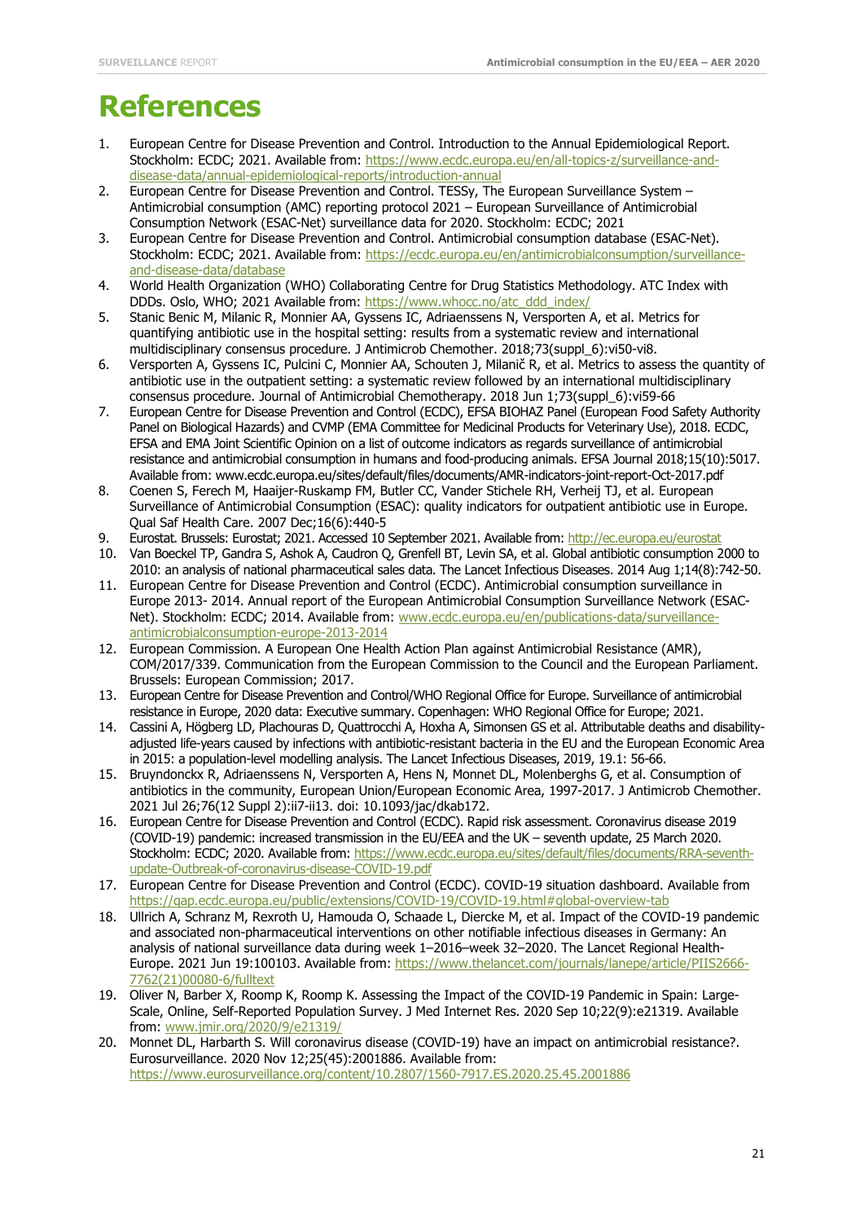# References

1. European Centre for Disease Prevention and Control. Introduction to the Annual Epidemiological Report. Stockholm: ECDC; 2021. Available from: https://www.ecdc.europa.eu/en/all-topics-z/surveillance-and-disease-data/annual-epidemiological-reports/introduction-annual
2. European Centre for Disease Prevention and Control. TESSy, The European Surveillance System – Antimicrobial consumption (AMC) reporting protocol 2021 – European Surveillance of Antimicrobial Consumption Network (ESAC-Net) surveillance data for 2020. Stockholm: ECDC; 2021
3. European Centre for Disease Prevention and Control. Antimicrobial consumption database (ESAC-Net). Stockholm: ECDC; 2021. Available from: https://ecdc.europa.eu/en/antimicrobialconsumption/surveillance-and-disease-data/database
4. World Health Organization (WHO) Collaborating Centre for Drug Statistics Methodology. ATC Index with DDDs. Oslo, WHO; 2021 Available from: https://www.whocc.no/atc_ddd_index/
5. Stanic Benic M, Milanic R, Monnier AA, Gyssens IC, Adriaenssens N, Versporten A, et al. Metrics for quantifying antibiotic use in the hospital setting: results from a systematic review and international multidisciplinary consensus procedure. J Antimicrob Chemother. 2018;73(suppl_6):vi50-vi8.
6. Versporten A, Gyssens IC, Pulcini C, Monnier AA, Schouten J, Milanič R, et al. Metrics to assess the quantity of antibiotic use in the outpatient setting: a systematic review followed by an international multidisciplinary consensus procedure. Journal of Antimicrobial Chemotherapy. 2018 Jun 1;73(suppl_6):vi59-66
7. European Centre for Disease Prevention and Control (ECDC), EFSA BIOHAZ Panel (European Food Safety Authority Panel on Biological Hazards) and CVMP (EMA Committee for Medicinal Products for Veterinary Use), 2018. ECDC, EFSA and EMA Joint Scientific Opinion on a list of outcome indicators as regards surveillance of antimicrobial resistance and antimicrobial consumption in humans and food-producing animals. EFSA Journal 2018;15(10):5017. Available from: www.ecdc.europa.eu/sites/default/files/documents/AMR-indicators-joint-report-Oct-2017.pdf
8. Coenen S, Ferech M, Haaijer-Ruskamp FM, Butler CC, Vander Stichele RH, Verheij TJ, et al. European Surveillance of Antimicrobial Consumption (ESAC): quality indicators for outpatient antibiotic use in Europe. Qual Saf Health Care. 2007 Dec;16(6):440-5
9. Eurostat. Brussels: Eurostat; 2021. Accessed 10 September 2021. Available from: http://ec.europa.eu/eurostat
10. Van Boeckel TP, Gandra S, Ashok A, Caudron Q, Grenfell BT, Levin SA, et al. Global antibiotic consumption 2000 to 2010: an analysis of national pharmaceutical sales data. The Lancet Infectious Diseases. 2014 Aug 1;14(8):742-50.
11. European Centre for Disease Prevention and Control (ECDC). Antimicrobial consumption surveillance in Europe 2013- 2014. Annual report of the European Antimicrobial Consumption Surveillance Network (ESAC-Net). Stockholm: ECDC; 2014. Available from: www.ecdc.europa.eu/en/publications-data/surveillance-antimicrobialconsumption-europe-2013-2014
12. European Commission. A European One Health Action Plan against Antimicrobial Resistance (AMR), COM/2017/339. Communication from the European Commission to the Council and the European Parliament. Brussels: European Commission; 2017.
13. European Centre for Disease Prevention and Control/WHO Regional Office for Europe. Surveillance of antimicrobial resistance in Europe, 2020 data: Executive summary. Copenhagen: WHO Regional Office for Europe; 2021.
14. Cassini A, Högberg LD, Plachouras D, Quattrocchi A, Hoxha A, Simonsen GS et al. Attributable deaths and disability-adjusted life-years caused by infections with antibiotic-resistant bacteria in the EU and the European Economic Area in 2015: a population-level modelling analysis. The Lancet Infectious Diseases, 2019, 19.1: 56-66.
15. Bruyndonckx R, Adriaenssens N, Versporten A, Hens N, Monnet DL, Molenberghs G, et al. Consumption of antibiotics in the community, European Union/European Economic Area, 1997-2017. J Antimicrob Chemother. 2021 Jul 26;76(12 Suppl 2):ii7-ii13. doi: 10.1093/jac/dkab172.
16. European Centre for Disease Prevention and Control (ECDC). Rapid risk assessment. Coronavirus disease 2019 (COVID-19) pandemic: increased transmission in the EU/EEA and the UK – seventh update, 25 March 2020. Stockholm: ECDC; 2020. Available from: https://www.ecdc.europa.eu/sites/default/files/documents/RRA-seventh-update-Outbreak-of-coronavirus-disease-COVID-19.pdf
17. European Centre for Disease Prevention and Control (ECDC). COVID-19 situation dashboard. Available from https://qap.ecdc.europa.eu/public/extensions/COVID-19/COVID-19.html#global-overview-tab
18. Ullrich A, Schranz M, Rexroth U, Hamouda O, Schaade L, Diercke M, et al. Impact of the COVID-19 pandemic and associated non-pharmaceutical interventions on other notifiable infectious diseases in Germany: An analysis of national surveillance data during week 1–2016–week 32–2020. The Lancet Regional Health-Europe. 2021 Jun 19:100103. Available from: https://www.thelancet.com/journals/lanepe/article/PIIS2666-7762(21)00080-6/fulltext
19. Oliver N, Barber X, Roomp K, Roomp K. Assessing the Impact of the COVID-19 Pandemic in Spain: Large-Scale, Online, Self-Reported Population Survey. J Med Internet Res. 2020 Sep 10;22(9):e21319. Available from: www.jmir.org/2020/9/e21319/
20. Monnet DL, Harbarth S. Will coronavirus disease (COVID-19) have an impact on antimicrobial resistance?. Eurosurveillance. 2020 Nov 12;25(45):2001886. Available from: https://www.eurosurveillance.org/content/10.2807/1560-7917.ES.2020.25.45.2001886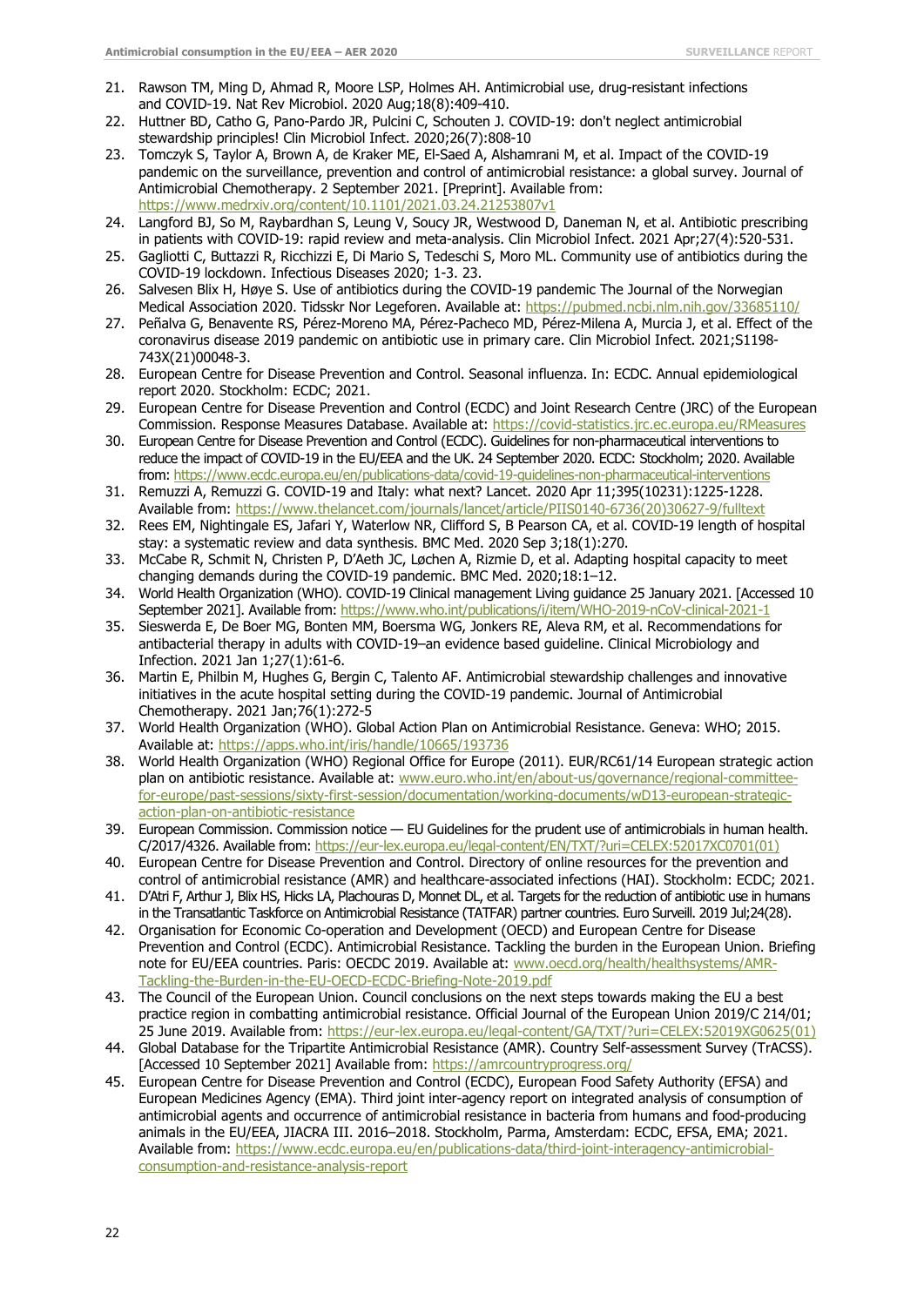21. Rawson TM, Ming D, Ahmad R, Moore LSP, Holmes AH. Antimicrobial use, drug-resistant infections and COVID-19. Nat Rev Microbiol. 2020 Aug;18(8):409-410.
22. Huttner BD, Catho G, Pano-Pardo JR, Pulcini C, Schouten J. COVID-19: don't neglect antimicrobial stewardship principles! Clin Microbiol Infect. 2020;26(7):808-10
23. Tomczyk S, Taylor A, Brown A, de Kraker ME, El-Saed A, Alshamrani M, et al. Impact of the COVID-19 pandemic on the surveillance, prevention and control of antimicrobial resistance: a global survey. Journal of Antimicrobial Chemotherapy. 2 September 2021. [Preprint]. Available from: https://www.medrxiv.org/content/10.1101/2021.03.24.21253807v1
24. Langford BJ, So M, Raybardhan S, Leung V, Soucy JR, Westwood D, Daneman N, et al. Antibiotic prescribing in patients with COVID-19: rapid review and meta-analysis. Clin Microbiol Infect. 2021 Apr;27(4):520-531.
25. Gagliotti C, Buttazzi R, Ricchizzi E, Di Mario S, Tedeschi S, Moro ML. Community use of antibiotics during the COVID-19 lockdown. Infectious Diseases 2020; 1-3. 23.
26. Salvesen Blix H, Høye S. Use of antibiotics during the COVID-19 pandemic The Journal of the Norwegian Medical Association 2020. Tidsskr Nor Legeforen. Available at: https://pubmed.ncbi.nlm.nih.gov/33685110/
27. Peñalva G, Benavente RS, Pérez-Moreno MA, Pérez-Pacheco MD, Pérez-Milena A, Murcia J, et al. Effect of the coronavirus disease 2019 pandemic on antibiotic use in primary care. Clin Microbiol Infect. 2021;S1198-743X(21)00048-3.
28. European Centre for Disease Prevention and Control. Seasonal influenza. In: ECDC. Annual epidemiological report 2020. Stockholm: ECDC; 2021.
29. European Centre for Disease Prevention and Control (ECDC) and Joint Research Centre (JRC) of the European Commission. Response Measures Database. Available at: https://covid-statistics.jrc.ec.europa.eu/RMeasures
30. European Centre for Disease Prevention and Control (ECDC). Guidelines for non-pharmaceutical interventions to reduce the impact of COVID-19 in the EU/EEA and the UK. 24 September 2020. ECDC: Stockholm; 2020. Available from: https://www.ecdc.europa.eu/en/publications-data/covid-19-guidelines-non-pharmaceutical-interventions
31. Remuzzi A, Remuzzi G. COVID-19 and Italy: what next? Lancet. 2020 Apr 11;395(10231):1225-1228. Available from: https://www.thelancet.com/journals/lancet/article/PIIS0140-6736(20)30627-9/fulltext
32. Rees EM, Nightingale ES, Jafari Y, Waterlow NR, Clifford S, B Pearson CA, et al. COVID-19 length of hospital stay: a systematic review and data synthesis. BMC Med. 2020 Sep 3;18(1):270.
33. McCabe R, Schmit N, Christen P, D'Aeth JC, Løchen A, Rizmie D, et al. Adapting hospital capacity to meet changing demands during the COVID-19 pandemic. BMC Med. 2020;18:1–12.
34. World Health Organization (WHO). COVID-19 Clinical management Living guidance 25 January 2021. [Accessed 10 September 2021]. Available from: https://www.who.int/publications/i/item/WHO-2019-nCoV-clinical-2021-1
35. Sieswerda E, De Boer MG, Bonten MM, Boersma WG, Jonkers RE, Aleva RM, et al. Recommendations for antibacterial therapy in adults with COVID-19–an evidence based guideline. Clinical Microbiology and Infection. 2021 Jan 1;27(1):61-6.
36. Martin E, Philbin M, Hughes G, Bergin C, Talento AF. Antimicrobial stewardship challenges and innovative initiatives in the acute hospital setting during the COVID-19 pandemic. Journal of Antimicrobial Chemotherapy. 2021 Jan;76(1):272-5
37. World Health Organization (WHO). Global Action Plan on Antimicrobial Resistance. Geneva: WHO; 2015. Available at: https://apps.who.int/iris/handle/10665/193736
38. World Health Organization (WHO) Regional Office for Europe (2011). EUR/RC61/14 European strategic action plan on antibiotic resistance. Available at: www.euro.who.int/en/about-us/governance/regional-committee-for-europe/past-sessions/sixty-first-session/documentation/working-documents/wD13-european-strategic-action-plan-on-antibiotic-resistance
39. European Commission. Commission notice — EU Guidelines for the prudent use of antimicrobials in human health. C/2017/4326. Available from: https://eur-lex.europa.eu/legal-content/EN/TXT/?uri=CELEX:52017XC0701(01)
40. European Centre for Disease Prevention and Control. Directory of online resources for the prevention and control of antimicrobial resistance (AMR) and healthcare-associated infections (HAI). Stockholm: ECDC; 2021.
41. D'Atri F, Arthur J, Blix HS, Hicks LA, Plachouras D, Monnet DL, et al. Targets for the reduction of antibiotic use in humans in the Transatlantic Taskforce on Antimicrobial Resistance (TATFAR) partner countries. Euro Surveill. 2019 Jul;24(28).
42. Organisation for Economic Co-operation and Development (OECD) and European Centre for Disease Prevention and Control (ECDC). Antimicrobial Resistance. Tackling the burden in the European Union. Briefing note for EU/EEA countries. Paris: OECDC 2019. Available at: www.oecd.org/health/healthsystems/AMR-Tackling-the-Burden-in-the-EU-OECD-ECDC-Briefing-Note-2019.pdf
43. The Council of the European Union. Council conclusions on the next steps towards making the EU a best practice region in combatting antimicrobial resistance. Official Journal of the European Union 2019/C 214/01; 25 June 2019. Available from: https://eur-lex.europa.eu/legal-content/GA/TXT/?uri=CELEX:52019XG0625(01)
44. Global Database for the Tripartite Antimicrobial Resistance (AMR). Country Self-assessment Survey (TrACSS). [Accessed 10 September 2021] Available from: https://amrcountryprogress.org/
45. European Centre for Disease Prevention and Control (ECDC), European Food Safety Authority (EFSA) and European Medicines Agency (EMA). Third joint inter-agency report on integrated analysis of consumption of antimicrobial agents and occurrence of antimicrobial resistance in bacteria from humans and food-producing animals in the EU/EEA, JIACRA III. 2016–2018. Stockholm, Parma, Amsterdam: ECDC, EFSA, EMA; 2021. Available from: https://www.ecdc.europa.eu/en/publications-data/third-joint-interagency-antimicrobial-consumption-and-resistance-analysis-report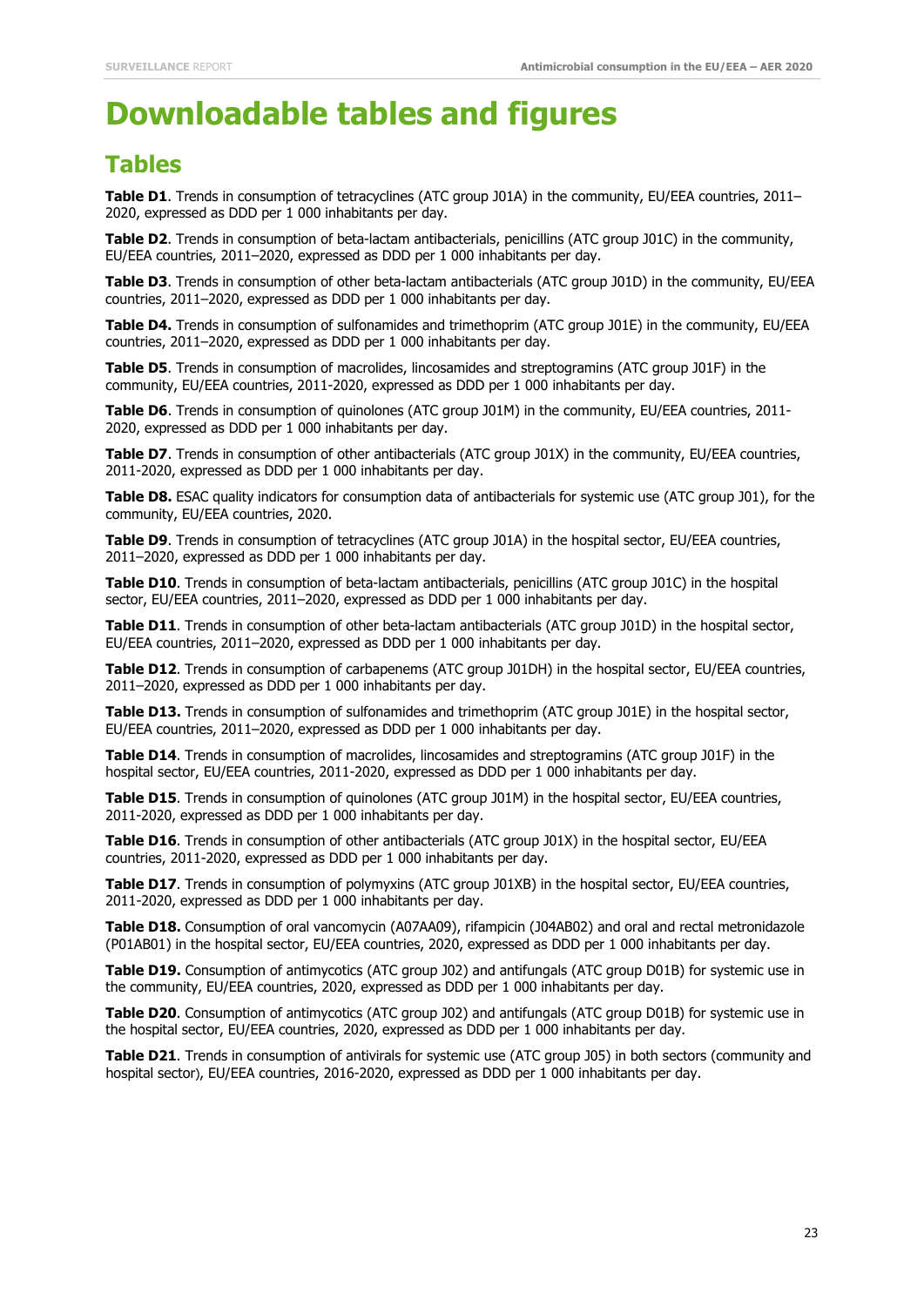# Downloadable tables and figures

## Tables

**Table D1**. Trends in consumption of tetracyclines (ATC group J01A) in the community, EU/EEA countries, 2011–2020, expressed as DDD per 1 000 inhabitants per day.

**Table D2**. Trends in consumption of beta-lactam antibacterials, penicillins (ATC group J01C) in the community, EU/EEA countries, 2011–2020, expressed as DDD per 1 000 inhabitants per day.

**Table D3**. Trends in consumption of other beta-lactam antibacterials (ATC group J01D) in the community, EU/EEA countries, 2011–2020, expressed as DDD per 1 000 inhabitants per day.

**Table D4.** Trends in consumption of sulfonamides and trimethoprim (ATC group J01E) in the community, EU/EEA countries, 2011–2020, expressed as DDD per 1 000 inhabitants per day.

**Table D5**. Trends in consumption of macrolides, lincosamides and streptogramins (ATC group J01F) in the community, EU/EEA countries, 2011-2020, expressed as DDD per 1 000 inhabitants per day.

**Table D6**. Trends in consumption of quinolones (ATC group J01M) in the community, EU/EEA countries, 2011-2020, expressed as DDD per 1 000 inhabitants per day.

**Table D7**. Trends in consumption of other antibacterials (ATC group J01X) in the community, EU/EEA countries, 2011-2020, expressed as DDD per 1 000 inhabitants per day.

**Table D8.** ESAC quality indicators for consumption data of antibacterials for systemic use (ATC group J01), for the community, EU/EEA countries, 2020.

**Table D9**. Trends in consumption of tetracyclines (ATC group J01A) in the hospital sector, EU/EEA countries, 2011–2020, expressed as DDD per 1 000 inhabitants per day.

**Table D10**. Trends in consumption of beta-lactam antibacterials, penicillins (ATC group J01C) in the hospital sector, EU/EEA countries, 2011–2020, expressed as DDD per 1 000 inhabitants per day.

**Table D11**. Trends in consumption of other beta-lactam antibacterials (ATC group J01D) in the hospital sector, EU/EEA countries, 2011–2020, expressed as DDD per 1 000 inhabitants per day.

**Table D12**. Trends in consumption of carbapenems (ATC group J01DH) in the hospital sector, EU/EEA countries, 2011–2020, expressed as DDD per 1 000 inhabitants per day.

**Table D13.** Trends in consumption of sulfonamides and trimethoprim (ATC group J01E) in the hospital sector, EU/EEA countries, 2011–2020, expressed as DDD per 1 000 inhabitants per day.

**Table D14**. Trends in consumption of macrolides, lincosamides and streptogramins (ATC group J01F) in the hospital sector, EU/EEA countries, 2011-2020, expressed as DDD per 1 000 inhabitants per day.

**Table D15**. Trends in consumption of quinolones (ATC group J01M) in the hospital sector, EU/EEA countries, 2011-2020, expressed as DDD per 1 000 inhabitants per day.

**Table D16**. Trends in consumption of other antibacterials (ATC group J01X) in the hospital sector, EU/EEA countries, 2011-2020, expressed as DDD per 1 000 inhabitants per day.

**Table D17**. Trends in consumption of polymyxins (ATC group J01XB) in the hospital sector, EU/EEA countries, 2011-2020, expressed as DDD per 1 000 inhabitants per day.

**Table D18.** Consumption of oral vancomycin (A07AA09), rifampicin (J04AB02) and oral and rectal metronidazole (P01AB01) in the hospital sector, EU/EEA countries, 2020, expressed as DDD per 1 000 inhabitants per day.

**Table D19.** Consumption of antimycotics (ATC group J02) and antifungals (ATC group D01B) for systemic use in the community, EU/EEA countries, 2020, expressed as DDD per 1 000 inhabitants per day.

**Table D20**. Consumption of antimycotics (ATC group J02) and antifungals (ATC group D01B) for systemic use in the hospital sector, EU/EEA countries, 2020, expressed as DDD per 1 000 inhabitants per day.

**Table D21**. Trends in consumption of antivirals for systemic use (ATC group J05) in both sectors (community and hospital sector), EU/EEA countries, 2016-2020, expressed as DDD per 1 000 inhabitants per day.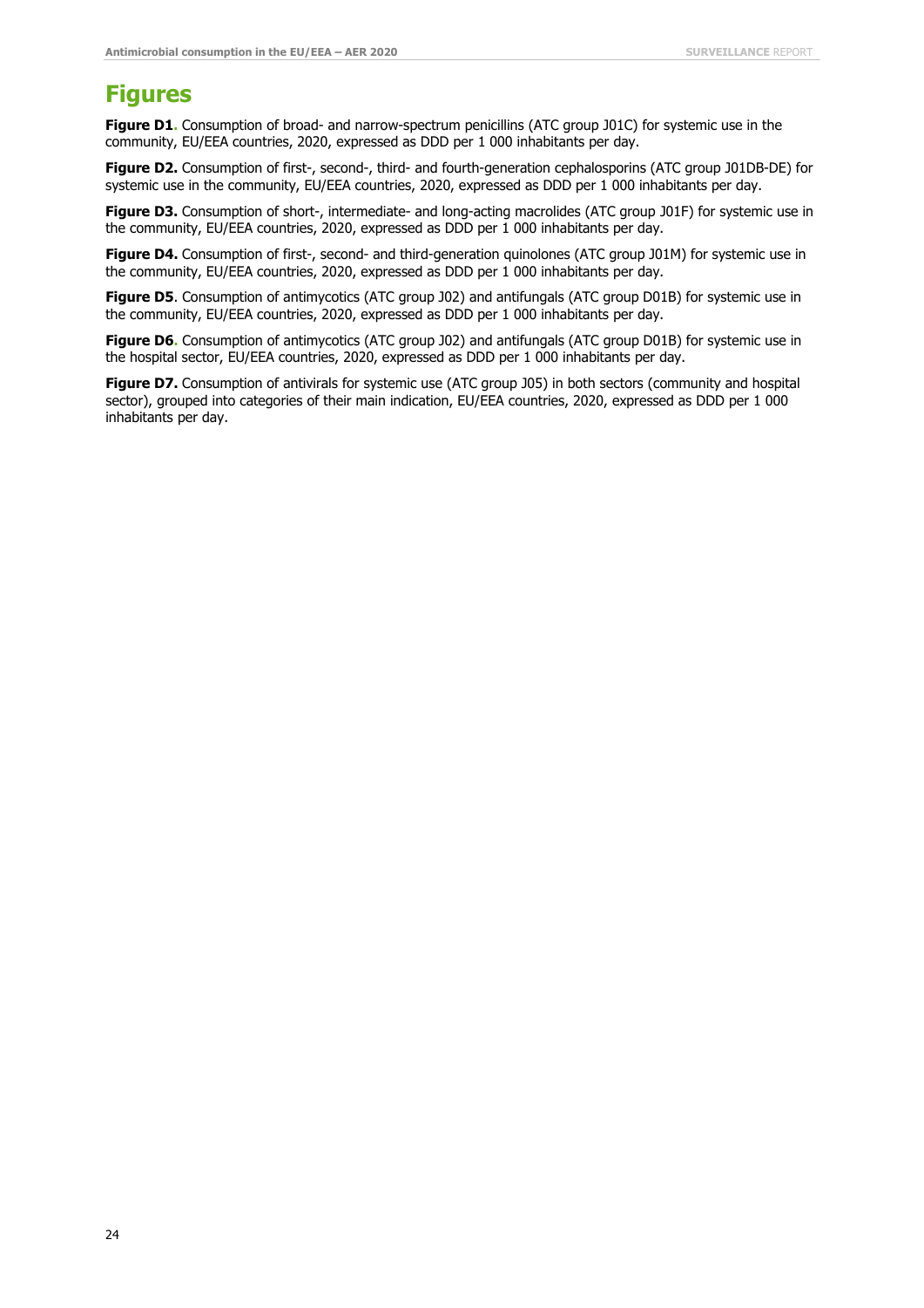# Figures

**Figure D1**. Consumption of broad- and narrow-spectrum penicillins (ATC group J01C) for systemic use in the community, EU/EEA countries, 2020, expressed as DDD per 1 000 inhabitants per day.

**Figure D2.** Consumption of first-, second-, third- and fourth-generation cephalosporins (ATC group J01DB-DE) for systemic use in the community, EU/EEA countries, 2020, expressed as DDD per 1 000 inhabitants per day.

**Figure D3.** Consumption of short-, intermediate- and long-acting macrolides (ATC group J01F) for systemic use in the community, EU/EEA countries, 2020, expressed as DDD per 1 000 inhabitants per day.

**Figure D4.** Consumption of first-, second- and third-generation quinolones (ATC group J01M) for systemic use in the community, EU/EEA countries, 2020, expressed as DDD per 1 000 inhabitants per day.

**Figure D5**. Consumption of antimycotics (ATC group J02) and antifungals (ATC group D01B) for systemic use in the community, EU/EEA countries, 2020, expressed as DDD per 1 000 inhabitants per day.

**Figure D6**. Consumption of antimycotics (ATC group J02) and antifungals (ATC group D01B) for systemic use in the hospital sector, EU/EEA countries, 2020, expressed as DDD per 1 000 inhabitants per day.

**Figure D7.** Consumption of antivirals for systemic use (ATC group J05) in both sectors (community and hospital sector), grouped into categories of their main indication, EU/EEA countries, 2020, expressed as DDD per 1 000 inhabitants per day.